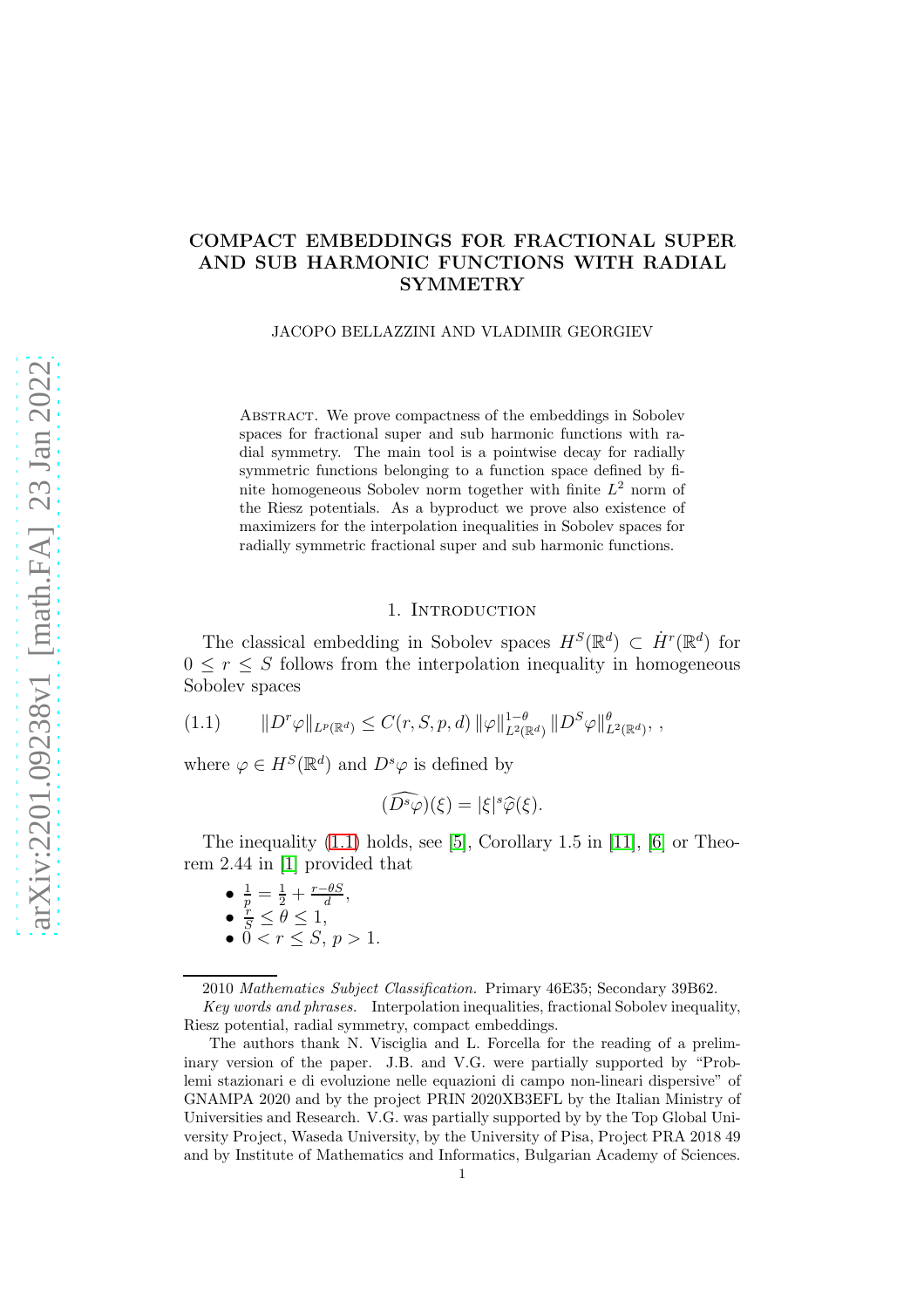# COMPACT EMBEDDINGS FOR FRACTIONAL SUPER AND SUB HARMONIC FUNCTIONS WITH RADIAL SYMMETRY

JACOPO BELLAZZINI AND VLADIMIR GEORGIEV

Abstract. We prove compactness of the embeddings in Sobolev spaces for fractional super and sub harmonic functions with radial symmetry. The main tool is a pointwise decay for radially symmetric functions belonging to a function space defined by finite homogeneous Sobolev norm together with finite $L^2$ norm of the Riesz potentials. As a byproduct we prove also existence of maximizers for the interpolation inequalities in Sobolev spaces for radially symmetric fractional super and sub harmonic functions.

## 1. Introduction

The classical embedding in Sobolev spaces $H^S(\mathbb{R}^d) \subset \dot{H}^r(\mathbb{R}^d)$ for $0 \leq r \leq S$ follows from the interpolation inequality in homogeneous Sobolev spaces

$$\|D^r\varphi\|_{L^p(\mathbb{R}^d)} \leq C(r,S,p,d)\, \|\varphi\|^{1-\theta}_{L^2(\mathbb{R}^d)}\, \|D^S\varphi\|^{\theta}_{L^2(\mathbb{R}^d)}, \, , \tag{1.1}$$

where $\varphi \in H^S(\mathbb{R}^d)$ and $D^s\varphi$ is defined by

$$(\widehat{D^s\varphi})(\xi) = |\xi|^s \widehat{\varphi}(\xi).$$

The inequality (1.1) holds, see [5], Corollary 1.5 in [11], [6] or Theorem 2.44 in [1] provided that

- $\frac{1}{p} = \frac{1}{2} + \frac{r-\theta S}{d}$,
- $\frac{r}{S} \leq \theta \leq 1$,
- $0 < r \leq S$, $p > 1$.

---

2010 *Mathematics Subject Classification.* Primary 46E35; Secondary 39B62.

*Key words and phrases.* Interpolation inequalities, fractional Sobolev inequality, Riesz potential, radial symmetry, compact embeddings.

The authors thank N. Visciglia and L. Forcella for the reading of a preliminary version of the paper. J.B. and V.G. were partially supported by "Problemi stazionari e di evoluzione nelle equazioni di campo non-lineari dispersive" of GNAMPA 2020 and by the project PRIN 2020XB3EFL by the Italian Ministry of Universities and Research. V.G. was partially supported by by the Top Global University Project, Waseda University, by the University of Pisa, Project PRA 2018 49 and by Institute of Mathematics and Informatics, Bulgarian Academy of Sciences.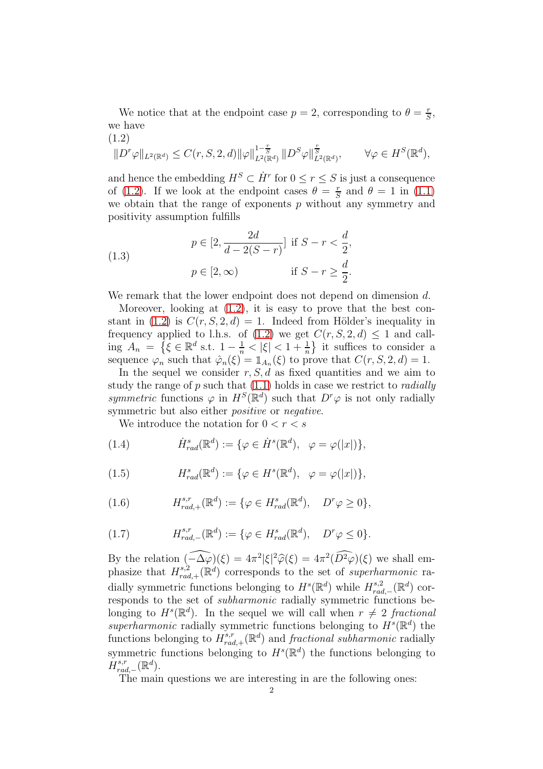We notice that at the endpoint case $p = 2$, corresponding to $\theta = \frac{r}{S}$, we have

$$
\|D^r\varphi\|_{L^2(\mathbb{R}^d)} \leq C(r, S, 2, d)\|\varphi\|_{L^2(\mathbb{R}^d)}^{1-\frac{r}{S}} \|D^S\varphi\|_{L^2(\mathbb{R}^d)}^{\frac{r}{S}}, \qquad \forall \varphi \in H^S(\mathbb{R}^d), \tag{1.2}
$$

and hence the embedding $H^S \subset \dot{H}^r$ for $0 \leq r \leq S$ is just a consequence of (1.2). If we look at the endpoint cases $\theta = \frac{r}{S}$ and $\theta = 1$ in (1.1) we obtain that the range of exponents $p$ without any symmetry and positivity assumption fulfills

$$
\begin{aligned}
&p \in [2, \frac{2d}{d - 2(S - r)}] \text{ if } S - r < \frac{d}{2}, \\
&p \in [2, \infty) \qquad\qquad \text{ if } S - r \geq \frac{d}{2}.
\end{aligned} \tag{1.3}
$$

We remark that the lower endpoint does not depend on dimension $d$.

Moreover, looking at (1.2), it is easy to prove that the best constant in (1.2) is $C(r, S, 2, d) = 1$. Indeed from Hölder's inequality in frequency applied to l.h.s. of (1.2) we get $C(r, S, 2, d) \leq 1$ and calling $A_n = \left\{\xi \in \mathbb{R}^d \text{ s.t. } 1 - \frac{1}{n} < |\xi| < 1 + \frac{1}{n}\right\}$ it suffices to consider a sequence $\varphi_n$ such that $\hat{\varphi}_n(\xi) = \mathbb{1}_{A_n}(\xi)$ to prove that $C(r, S, 2, d) = 1$.

In the sequel we consider $r, S, d$ as fixed quantities and we aim to study the range of $p$ such that (1.1) holds in case we restrict to *radially symmetric* functions $\varphi$ in $H^S(\mathbb{R}^d)$ such that $D^r\varphi$ is not only radially symmetric but also either *positive* or *negative*.

We introduce the notation for $0 < r < s$

$$
\dot{H}^s_{rad}(\mathbb{R}^d) := \{\varphi \in \dot{H}^s(\mathbb{R}^d), \quad \varphi = \varphi(|x|)\}, \tag{1.4}
$$

$$
H^s_{rad}(\mathbb{R}^d) := \{\varphi \in H^s(\mathbb{R}^d), \quad \varphi = \varphi(|x|)\}, \tag{1.5}
$$

$$
H^{s,r}_{rad,+}(\mathbb{R}^d) := \{\varphi \in H^s_{rad}(\mathbb{R}^d), \quad D^r\varphi \geq 0\}, \tag{1.6}
$$

$$
H^{s,r}_{rad,-}(\mathbb{R}^d) := \{\varphi \in H^s_{rad}(\mathbb{R}^d), \quad D^r\varphi \leq 0\}. \tag{1.7}
$$

By the relation $\widehat{(-\Delta\varphi)}(\xi) = 4\pi^2|\xi|^2\widehat{\varphi}(\xi) = 4\pi^2\widehat{(D^2\varphi)}(\xi)$ we shall emphasize that $H^{s,2}_{rad,+}(\mathbb{R}^d)$ corresponds to the set of *superharmonic* radially symmetric functions belonging to $H^s(\mathbb{R}^d)$ while $H^{s,2}_{rad,-}(\mathbb{R}^d)$ corresponds to the set of *subharmonic* radially symmetric functions belonging to $H^s(\mathbb{R}^d)$. In the sequel we will call when $r \neq 2$ *fractional superharmonic* radially symmetric functions belonging to $H^s(\mathbb{R}^d)$ the functions belonging to $H^{s,r}_{rad,+}(\mathbb{R}^d)$ and *fractional subharmonic* radially symmetric functions belonging to $H^s(\mathbb{R}^d)$ the functions belonging to $H^{s,r}_{rad,-}(\mathbb{R}^d)$.

The main questions we are interesting in are the following ones: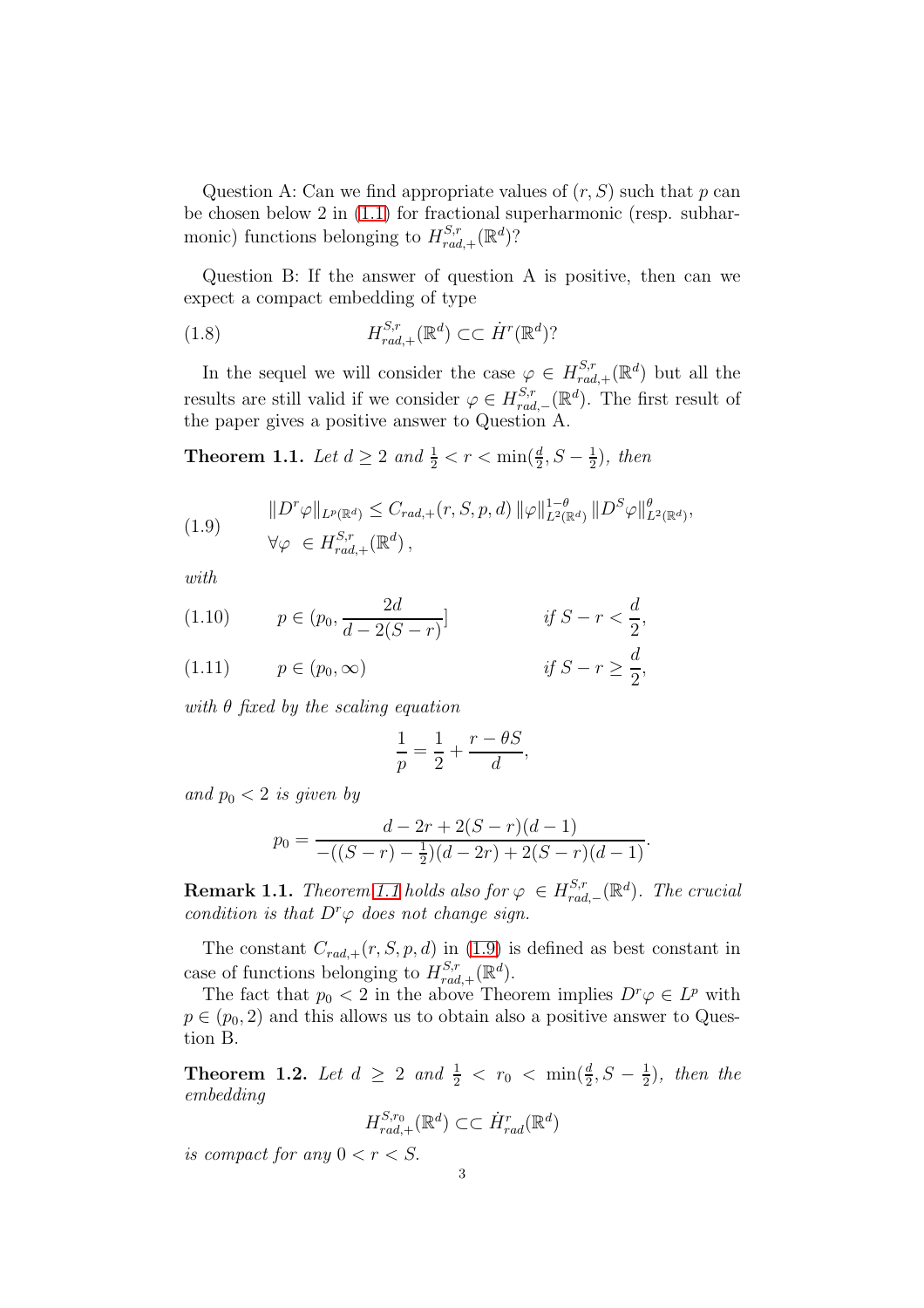Question A: Can we find appropriate values of $(r, S)$ such that $p$ can be chosen below 2 in (1.1) for fractional superharmonic (resp. subharmonic) functions belonging to $H^{S,r}_{rad,+}(\mathbb{R}^d)$?

Question B: If the answer of question A is positive, then can we expect a compact embedding of type

$$H^{S,r}_{rad,+}(\mathbb{R}^d) \subset\subset \dot{H}^r(\mathbb{R}^d)? \tag{1.8}$$

In the sequel we will consider the case $\varphi \in H^{S,r}_{rad,+}(\mathbb{R}^d)$ but all the results are still valid if we consider $\varphi \in H^{S,r}_{rad,-}(\mathbb{R}^d)$. The first result of the paper gives a positive answer to Question A.

**Theorem 1.1.** *Let $d \geq 2$ and $\frac{1}{2} < r < \min(\frac{d}{2}, S - \frac{1}{2})$, then*

$$\begin{aligned} &\|D^r\varphi\|_{L^p(\mathbb{R}^d)} \leq C_{rad,+}(r,S,p,d)\, \|\varphi\|^{1-\theta}_{L^2(\mathbb{R}^d)} \|D^S\varphi\|^{\theta}_{L^2(\mathbb{R}^d)}, \\ &\forall \varphi \ \in H^{S,r}_{rad,+}(\mathbb{R}^d)\,, \end{aligned} \tag{1.9}$$

*with*

$$p \in (p_0, \frac{2d}{d-2(S-r)}] \qquad \text{if } S - r < \frac{d}{2}, \tag{1.10}$$

$$p \in (p_0, \infty) \qquad \text{if } S - r \geq \frac{d}{2}, \tag{1.11}$$

*with $\theta$ fixed by the scaling equation*

$$\frac{1}{p} = \frac{1}{2} + \frac{r - \theta S}{d},$$

*and $p_0 < 2$ is given by*

$$p_0 = \frac{d - 2r + 2(S-r)(d-1)}{-((S-r) - \frac{1}{2})(d-2r) + 2(S-r)(d-1)}.$$

**Remark 1.1.** *Theorem 1.1 holds also for $\varphi \ \in H^{S,r}_{rad,-}(\mathbb{R}^d)$. The crucial condition is that $D^r\varphi$ does not change sign.*

The constant $C_{rad,+}(r,S,p,d)$ in (1.9) is defined as best constant in case of functions belonging to $H^{S,r}_{rad,+}(\mathbb{R}^d)$.

The fact that $p_0 < 2$ in the above Theorem implies $D^r\varphi \in L^p$ with $p \in (p_0, 2)$ and this allows us to obtain also a positive answer to Question B.

**Theorem 1.2.** *Let $d \geq 2$ and $\frac{1}{2} < r_0 < \min(\frac{d}{2}, S - \frac{1}{2})$, then the embedding*

$$H^{S,r_0}_{rad,+}(\mathbb{R}^d) \subset\subset \dot{H}^r_{rad}(\mathbb{R}^d)$$

*is compact for any $0 < r < S$.*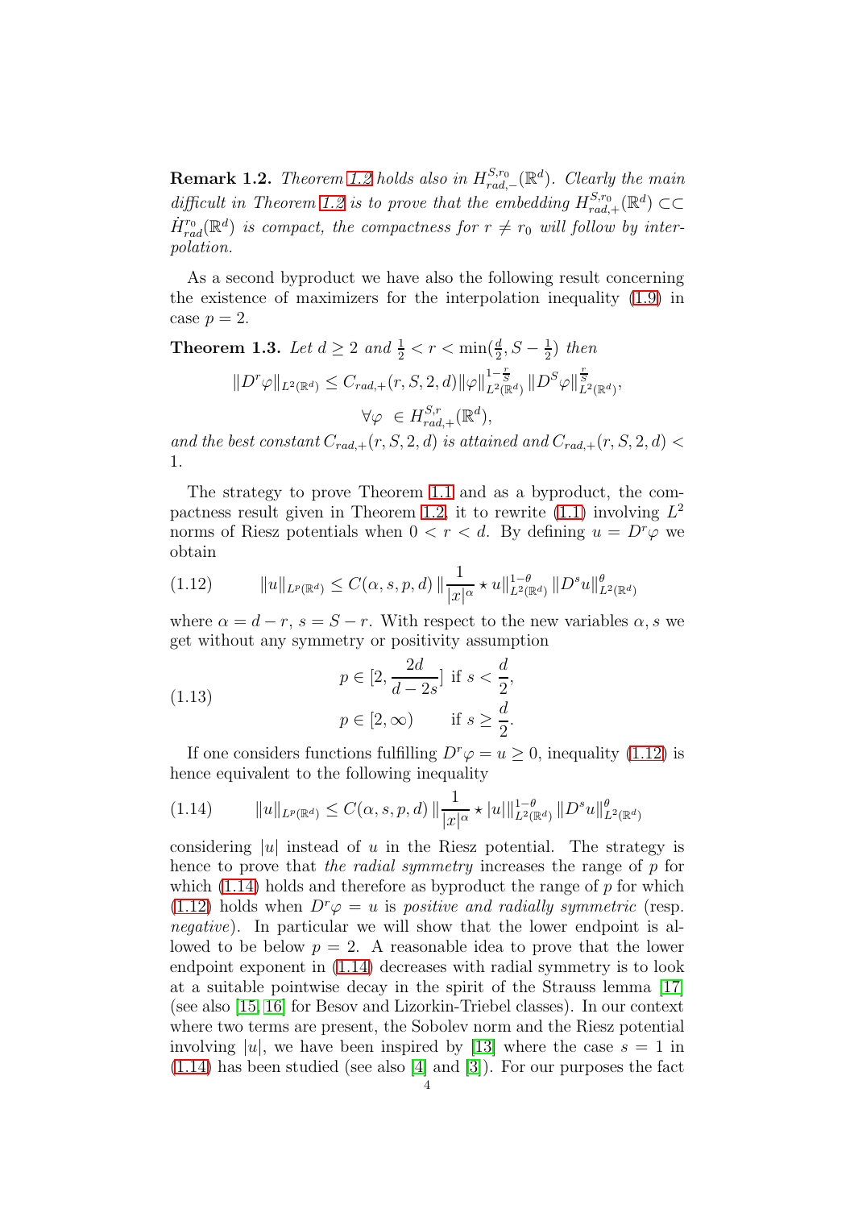**Remark 1.2.** *Theorem 1.2 holds also in $H^{S,r_0}_{rad,-}(\mathbb{R}^d)$. Clearly the main difficult in Theorem 1.2 is to prove that the embedding $H^{S,r_0}_{rad,+}(\mathbb{R}^d) \subset\subset \dot{H}^{r_0}_{rad}(\mathbb{R}^d)$ is compact, the compactness for $r \neq r_0$ will follow by interpolation.*

As a second byproduct we have also the following result concerning the existence of maximizers for the interpolation inequality (1.9) in case $p = 2$.

**Theorem 1.3.** *Let $d \geq 2$ and $\frac{1}{2} < r < \min(\frac{d}{2}, S - \frac{1}{2})$ then*

$$\|D^r\varphi\|_{L^2(\mathbb{R}^d)} \leq C_{rad,+}(r, S, 2, d)\|\varphi\|^{1-\frac{r}{S}}_{L^2(\mathbb{R}^d)} \|D^S\varphi\|^{\frac{r}{S}}_{L^2(\mathbb{R}^d)},$$

$$\forall\varphi \in H^{S,r}_{rad,+}(\mathbb{R}^d),$$

*and the best constant $C_{rad,+}(r, S, 2, d)$ is attained and $C_{rad,+}(r, S, 2, d) < 1$.*

The strategy to prove Theorem 1.1 and as a byproduct, the compactness result given in Theorem 1.2, it to rewrite (1.1) involving $L^2$ norms of Riesz potentials when $0 < r < d$. By defining $u = D^r\varphi$ we obtain

$$\|u\|_{L^p(\mathbb{R}^d)} \leq C(\alpha, s, p, d)\, \|\frac{1}{|x|^\alpha} \star u\|^{1-\theta}_{L^2(\mathbb{R}^d)} \|D^s u\|^\theta_{L^2(\mathbb{R}^d)} \tag{1.12}$$

where $\alpha = d - r$, $s = S - r$. With respect to the new variables $\alpha, s$ we get without any symmetry or positivity assumption

$$\begin{aligned} p &\in [2, \frac{2d}{d-2s}] \text{ if } s < \frac{d}{2}, \\ p &\in [2, \infty) \qquad \text{if } s \geq \frac{d}{2}. \end{aligned} \tag{1.13}$$

If one considers functions fulfilling $D^r\varphi = u \geq 0$, inequality (1.12) is hence equivalent to the following inequality

$$\|u\|_{L^p(\mathbb{R}^d)} \leq C(\alpha, s, p, d)\, \|\frac{1}{|x|^\alpha} \star |u|\|^{1-\theta}_{L^2(\mathbb{R}^d)} \|D^s u\|^\theta_{L^2(\mathbb{R}^d)} \tag{1.14}$$

considering $|u|$ instead of $u$ in the Riesz potential. The strategy is hence to prove that *the radial symmetry* increases the range of $p$ for which (1.14) holds and therefore as byproduct the range of $p$ for which (1.12) holds when $D^r\varphi = u$ is *positive and radially symmetric* (resp. *negative*). In particular we will show that the lower endpoint is allowed to be below $p = 2$. A reasonable idea to prove that the lower endpoint exponent in (1.14) decreases with radial symmetry is to look at a suitable pointwise decay in the spirit of the Strauss lemma [17] (see also [15, 16] for Besov and Lizorkin-Triebel classes). In our context where two terms are present, the Sobolev norm and the Riesz potential involving $|u|$, we have been inspired by [13] where the case $s = 1$ in (1.14) has been studied (see also [4] and [3]). For our purposes the fact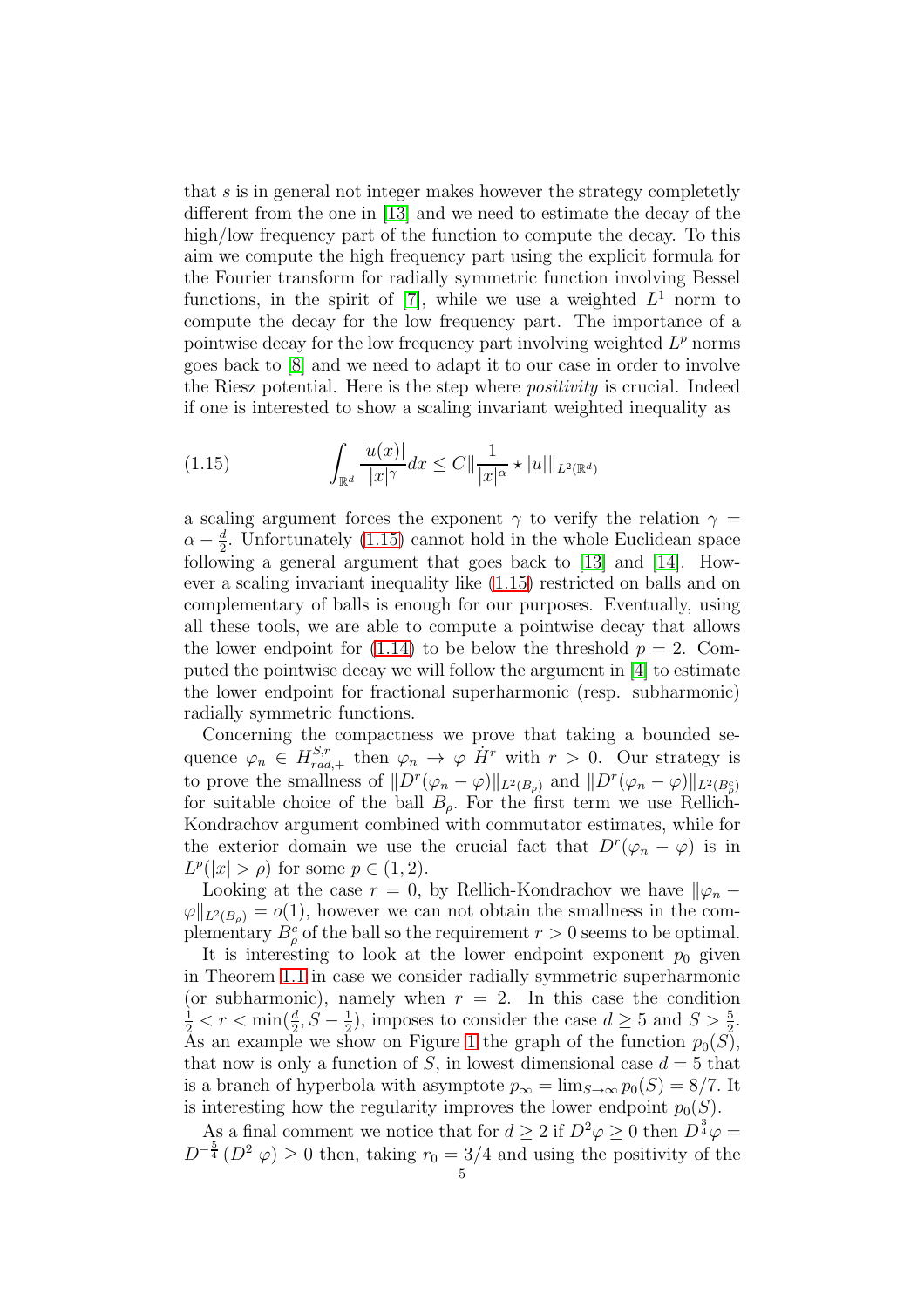that $s$ is in general not integer makes however the strategy completetly different from the one in [13] and we need to estimate the decay of the high/low frequency part of the function to compute the decay. To this aim we compute the high frequency part using the explicit formula for the Fourier transform for radially symmetric function involving Bessel functions, in the spirit of [7], while we use a weighted $L^1$ norm to compute the decay for the low frequency part. The importance of a pointwise decay for the low frequency part involving weighted $L^p$ norms goes back to [8] and we need to adapt it to our case in order to involve the Riesz potential. Here is the step where *positivity* is crucial. Indeed if one is interested to show a scaling invariant weighted inequality as

$$\int_{\mathbb{R}^d} \frac{|u(x)|}{|x|^\gamma} dx \leq C \| \frac{1}{|x|^\alpha} \star |u| \|_{L^2(\mathbb{R}^d)} \tag{1.15}$$

a scaling argument forces the exponent $\gamma$ to verify the relation $\gamma = \alpha - \frac{d}{2}$. Unfortunately (1.15) cannot hold in the whole Euclidean space following a general argument that goes back to [13] and [14]. However a scaling invariant inequality like (1.15) restricted on balls and on complementary of balls is enough for our purposes. Eventually, using all these tools, we are able to compute a pointwise decay that allows the lower endpoint for (1.14) to be below the threshold $p = 2$. Computed the pointwise decay we will follow the argument in [4] to estimate the lower endpoint for fractional superharmonic (resp. subharmonic) radially symmetric functions.

Concerning the compactness we prove that taking a bounded sequence $\varphi_n \in H^{S,r}_{rad,+}$ then $\varphi_n \to \varphi$ $\dot{H}^r$ with $r > 0$. Our strategy is to prove the smallness of $\|D^r(\varphi_n - \varphi)\|_{L^2(B_\rho)}$ and $\|D^r(\varphi_n - \varphi)\|_{L^2(B_\rho^c)}$ for suitable choice of the ball $B_\rho$. For the first term we use Rellich-Kondrachov argument combined with commutator estimates, while for the exterior domain we use the crucial fact that $D^r(\varphi_n - \varphi)$ is in $L^p(|x| > \rho)$ for some $p \in (1, 2)$.

Looking at the case $r = 0$, by Rellich-Kondrachov we have $\|\varphi_n - \varphi\|_{L^2(B_\rho)} = o(1)$, however we can not obtain the smallness in the complementary $B_\rho^c$ of the ball so the requirement $r > 0$ seems to be optimal.

It is interesting to look at the lower endpoint exponent $p_0$ given in Theorem 1.1 in case we consider radially symmetric superharmonic (or subharmonic), namely when $r = 2$. In this case the condition $\frac{1}{2} < r < \min(\frac{d}{2}, S - \frac{1}{2})$, imposes to consider the case $d \geq 5$ and $S > \frac{5}{2}$. As an example we show on Figure 1 the graph of the function $p_0(S)$, that now is only a function of $S$, in lowest dimensional case $d = 5$ that is a branch of hyperbola with asymptote $p_\infty = \lim_{S\to\infty} p_0(S) = 8/7$. It is interesting how the regularity improves the lower endpoint $p_0(S)$.

As a final comment we notice that for $d \geq 2$ if $D^2\varphi \geq 0$ then $D^{\frac{3}{4}}\varphi = D^{-\frac{5}{4}}(D^2\, \varphi) \geq 0$ then, taking $r_0 = 3/4$ and using the positivity of the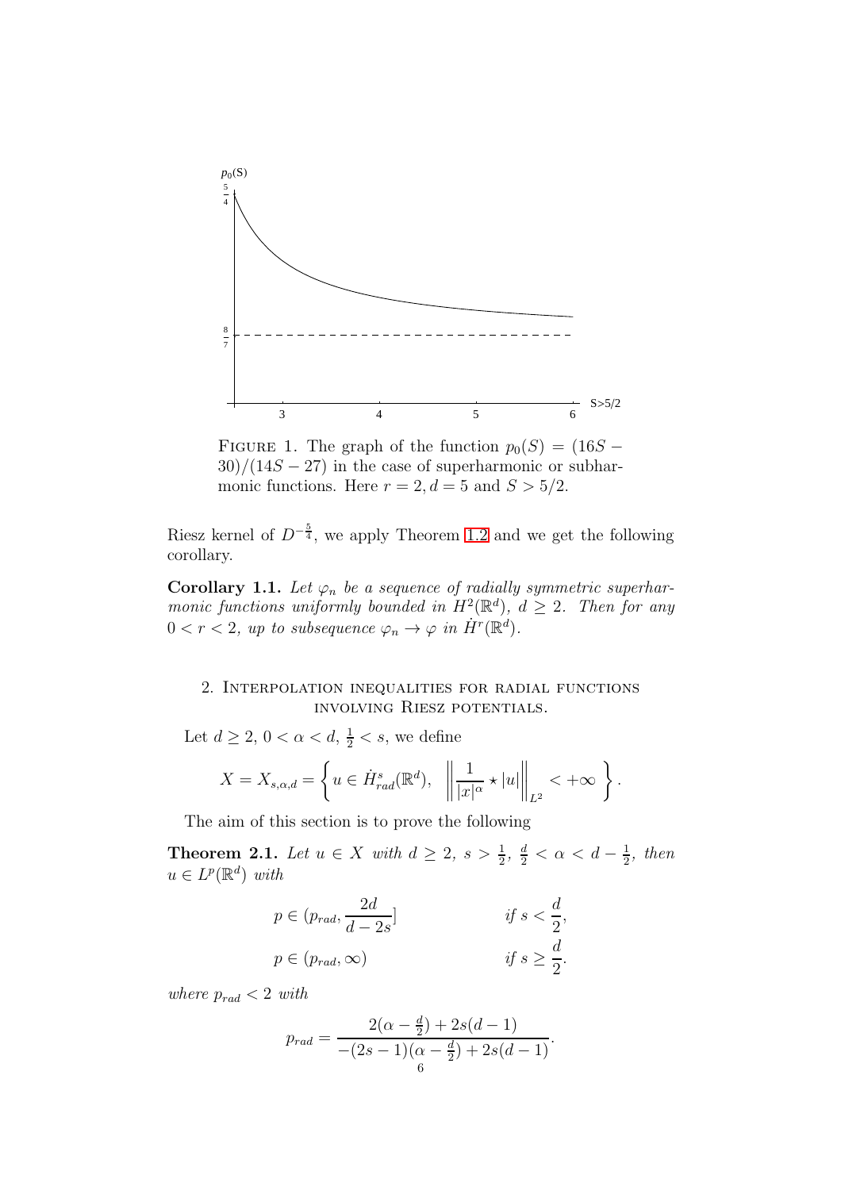FIGURE 1. The graph of the function $p_0(S) = (16S - 30)/(14S - 27)$ in the case of superharmonic or subharmonic functions. Here $r = 2, d = 5$ and $S > 5/2$.

Riesz kernel of $D^{-\frac{5}{4}}$, we apply Theorem 1.2 and we get the following corollary.

**Corollary 1.1.** *Let $\varphi_n$ be a sequence of radially symmetric superharmonic functions uniformly bounded in $H^2(\mathbb{R}^d)$, $d \geq 2$. Then for any $0 < r < 2$, up to subsequence $\varphi_n \to \varphi$ in $\dot{H}^r(\mathbb{R}^d)$.*

## 2. Interpolation inequalities for radial functions involving Riesz potentials.

Let $d \geq 2$, $0 < \alpha < d$, $\frac{1}{2} < s$, we define

$$X = X_{s,\alpha,d} = \left\{ u \in \dot{H}^s_{rad}(\mathbb{R}^d), \quad \left\| \frac{1}{|x|^\alpha} \star |u| \right\|_{L^2} < +\infty \right\}.$$

The aim of this section is to prove the following

**Theorem 2.1.** *Let $u \in X$ with $d \geq 2$, $s > \frac{1}{2}$, $\frac{d}{2} < \alpha < d - \frac{1}{2}$, then $u \in L^p(\mathbb{R}^d)$ with*

$$p \in (p_{rad}, \frac{2d}{d-2s}] \qquad \text{if } s < \frac{d}{2},$$

$$p \in (p_{rad}, \infty) \qquad \text{if } s \geq \frac{d}{2}.$$

*where $p_{rad} < 2$ with*

$$p_{rad} = \frac{2(\alpha - \frac{d}{2}) + 2s(d-1)}{-(2s-1)(\alpha - \frac{d}{2}) + 2s(d-1)}.$$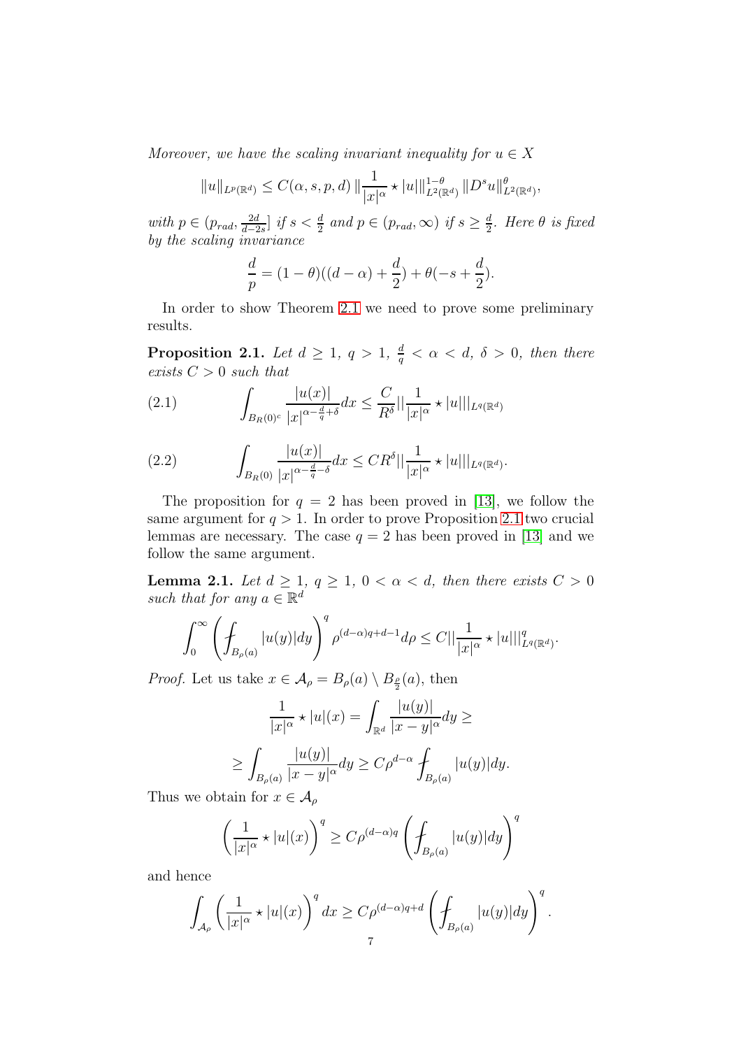*Moreover, we have the scaling invariant inequality for $u \in X$*

$$\|u\|_{L^p(\mathbb{R}^d)} \leq C(\alpha, s, p, d) \, \|\frac{1}{|x|^\alpha} \star |u|\|_{L^2(\mathbb{R}^d)}^{1-\theta} \, \|D^s u\|_{L^2(\mathbb{R}^d)}^{\theta},$$

*with $p \in (p_{rad}, \frac{2d}{d-2s}]$ if $s < \frac{d}{2}$ and $p \in (p_{rad}, \infty)$ if $s \geq \frac{d}{2}$. Here $\theta$ is fixed by the scaling invariance*

$$\frac{d}{p} = (1-\theta)((d-\alpha) + \frac{d}{2}) + \theta(-s + \frac{d}{2}).$$

In order to show Theorem 2.1 we need to prove some preliminary results.

**Proposition 2.1.** *Let $d \geq 1$, $q > 1$, $\frac{d}{q} < \alpha < d$, $\delta > 0$, then there exists $C > 0$ such that*

$$\int_{B_R(0)^c} \frac{|u(x)|}{|x|^{\alpha - \frac{d}{q} + \delta}} dx \leq \frac{C}{R^\delta} || \frac{1}{|x|^\alpha} \star |u| ||_{L^q(\mathbb{R}^d)} \tag{2.1}$$

$$\int_{B_R(0)} \frac{|u(x)|}{|x|^{\alpha - \frac{d}{q} - \delta}} dx \leq C R^\delta || \frac{1}{|x|^\alpha} \star |u| ||_{L^q(\mathbb{R}^d)}. \tag{2.2}$$

The proposition for $q = 2$ has been proved in [13], we follow the same argument for $q > 1$. In order to prove Proposition 2.1 two crucial lemmas are necessary. The case $q = 2$ has been proved in [13] and we follow the same argument.

**Lemma 2.1.** *Let $d \geq 1$, $q \geq 1$, $0 < \alpha < d$, then there exists $C > 0$ such that for any $a \in \mathbb{R}^d$*

$$\int_0^\infty \left( \fint_{B_\rho(a)} |u(y)| dy \right)^q \rho^{(d-\alpha)q + d - 1} d\rho \leq C || \frac{1}{|x|^\alpha} \star |u| ||_{L^q(\mathbb{R}^d)}^q.$$

*Proof.* Let us take $x \in \mathcal{A}_\rho = B_\rho(a) \setminus B_{\frac{\rho}{2}}(a)$, then

$$\frac{1}{|x|^\alpha} \star |u|(x) = \int_{\mathbb{R}^d} \frac{|u(y)|}{|x-y|^\alpha} dy \geq$$

$$\geq \int_{B_\rho(a)} \frac{|u(y)|}{|x-y|^\alpha} dy \geq C \rho^{d-\alpha} \fint_{B_\rho(a)} |u(y)| dy.$$

Thus we obtain for $x \in \mathcal{A}_\rho$

$$\left( \frac{1}{|x|^\alpha} \star |u|(x) \right)^q \geq C \rho^{(d-\alpha)q} \left( \fint_{B_\rho(a)} |u(y)| dy \right)^q$$

and hence

$$\int_{\mathcal{A}_\rho} \left( \frac{1}{|x|^\alpha} \star |u|(x) \right)^q dx \geq C \rho^{(d-\alpha)q + d} \left( \fint_{B_\rho(a)} |u(y)| dy \right)^q.$$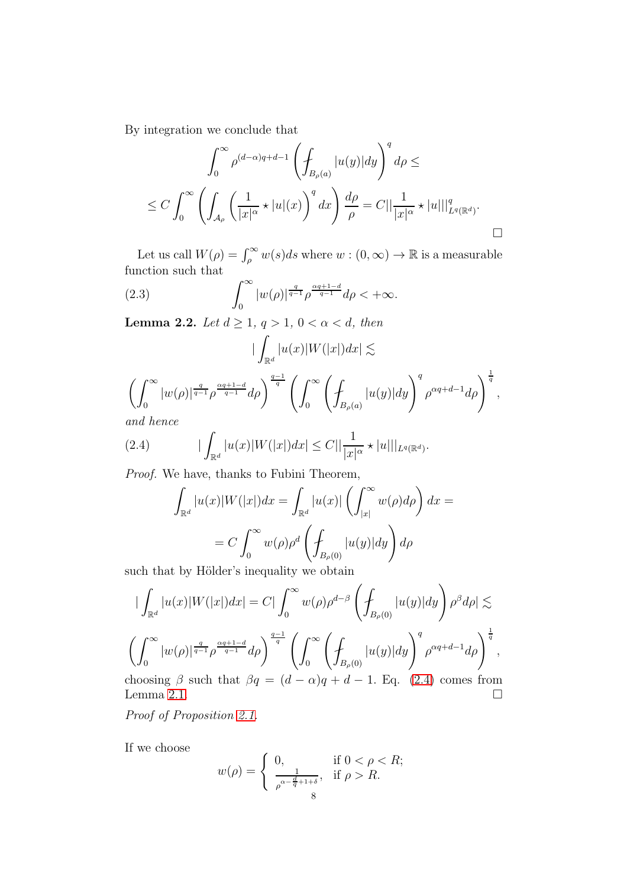By integration we conclude that

$$\int_0^\infty \rho^{(d-\alpha)q+d-1}\left(\fint_{B_\rho(a)}|u(y)|dy\right)^q d\rho \le$$

$$\le C\int_0^\infty\left(\int_{\mathcal{A}_\rho}\left(\frac{1}{|x|^\alpha}\star|u|(x)\right)^q dx\right)\frac{d\rho}{\rho} = C||\frac{1}{|x|^\alpha}\star|u|||^q_{L^q(\mathbb{R}^d)}.$$

□

Let us call $W(\rho)=\int_\rho^\infty w(s)ds$ where $w:(0,\infty)\to\mathbb{R}$ is a measurable function such that

$$\int_0^\infty |w(\rho)|^{\frac{q}{q-1}}\rho^{\frac{\alpha q+1-d}{q-1}}d\rho < +\infty. \tag{2.3}$$

**Lemma 2.2.** *Let $d\ge 1$, $q>1$, $0<\alpha<d$, then*

$$|\int_{\mathbb{R}^d}|u(x)|W(|x|)dx| \lesssim$$

$$\left(\int_0^\infty |w(\rho)|^{\frac{q}{q-1}}\rho^{\frac{\alpha q+1-d}{q-1}}d\rho\right)^{\frac{q-1}{q}}\left(\int_0^\infty\left(\fint_{B_\rho(a)}|u(y)|dy\right)^q\rho^{\alpha q+d-1}d\rho\right)^{\frac{1}{q}},$$

*and hence*

$$|\int_{\mathbb{R}^d}|u(x)|W(|x|)dx| \le C||\frac{1}{|x|^\alpha}\star|u|||_{L^q(\mathbb{R}^d)}. \tag{2.4}$$

*Proof.* We have, thanks to Fubini Theorem,

$$\int_{\mathbb{R}^d}|u(x)|W(|x|)dx = \int_{\mathbb{R}^d}|u(x)|\left(\int_{|x|}^\infty w(\rho)d\rho\right)dx =$$

$$= C\int_0^\infty w(\rho)\rho^d\left(\fint_{B_\rho(0)}|u(y)|dy\right)d\rho$$

such that by Hölder's inequality we obtain

$$|\int_{\mathbb{R}^d}|u(x)|W(|x|)dx| = C|\int_0^\infty w(\rho)\rho^{d-\beta}\left(\fint_{B_\rho(0)}|u(y)|dy\right)\rho^\beta d\rho| \lesssim$$

$$\left(\int_0^\infty |w(\rho)|^{\frac{q}{q-1}}\rho^{\frac{\alpha q+1-d}{q-1}}d\rho\right)^{\frac{q-1}{q}}\left(\int_0^\infty\left(\fint_{B_\rho(0)}|u(y)|dy\right)^q\rho^{\alpha q+d-1}d\rho\right)^{\frac{1}{q}},$$

choosing $\beta$ such that $\beta q=(d-\alpha)q+d-1$. Eq. (2.4) comes from Lemma 2.1. □

*Proof of Proposition 2.1.*

If we choose

$$w(\rho)=\begin{cases} 0, & \text{if } 0<\rho<R;\\ \frac{1}{\rho^{\alpha-\frac{d}{q}+1+\delta}}, & \text{if } \rho>R.\end{cases}$$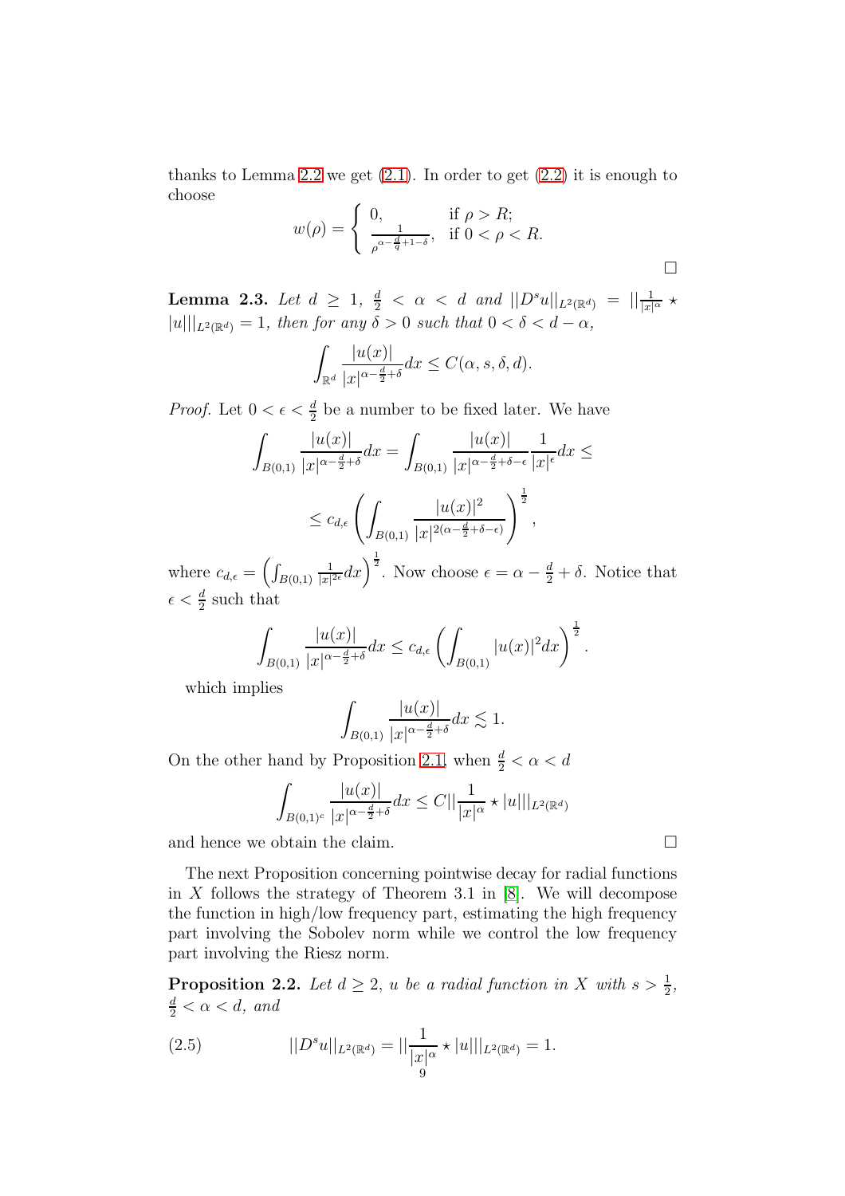thanks to Lemma 2.2 we get (2.1). In order to get (2.2) it is enough to choose

$$w(\rho) = \begin{cases} 0, & \text{if } \rho > R; \\ \frac{1}{\rho^{\alpha - \frac{d}{q} + 1 - \delta}}, & \text{if } 0 < \rho < R. \end{cases}$$

$\square$

**Lemma 2.3.** *Let $d \geq 1$, $\frac{d}{2} < \alpha < d$ and $||D^s u||_{L^2(\mathbb{R}^d)} = ||\frac{1}{|x|^\alpha} \star |u|||_{L^2(\mathbb{R}^d)} = 1$, then for any $\delta > 0$ such that $0 < \delta < d - \alpha$,*

$$\int_{\mathbb{R}^d} \frac{|u(x)|}{|x|^{\alpha - \frac{d}{2} + \delta}} dx \leq C(\alpha, s, \delta, d).$$

*Proof.* Let $0 < \epsilon < \frac{d}{2}$ be a number to be fixed later. We have

$$\int_{B(0,1)} \frac{|u(x)|}{|x|^{\alpha - \frac{d}{2} + \delta}} dx = \int_{B(0,1)} \frac{|u(x)|}{|x|^{\alpha - \frac{d}{2} + \delta - \epsilon}} \frac{1}{|x|^\epsilon} dx \leq$$

$$\leq c_{d,\epsilon} \left( \int_{B(0,1)} \frac{|u(x)|^2}{|x|^{2(\alpha - \frac{d}{2} + \delta - \epsilon)}} \right)^{\frac{1}{2}},$$

where $c_{d,\epsilon} = \left( \int_{B(0,1)} \frac{1}{|x|^{2\epsilon}} dx \right)^{\frac{1}{2}}$. Now choose $\epsilon = \alpha - \frac{d}{2} + \delta$. Notice that $\epsilon < \frac{d}{2}$ such that

$$\int_{B(0,1)} \frac{|u(x)|}{|x|^{\alpha - \frac{d}{2} + \delta}} dx \leq c_{d,\epsilon} \left( \int_{B(0,1)} |u(x)|^2 dx \right)^{\frac{1}{2}}.$$

which implies

$$\int_{B(0,1)} \frac{|u(x)|}{|x|^{\alpha - \frac{d}{2} + \delta}} dx \lesssim 1.$$

On the other hand by Proposition 2.1, when $\frac{d}{2} < \alpha < d$

$$\int_{B(0,1)^c} \frac{|u(x)|}{|x|^{\alpha - \frac{d}{2} + \delta}} dx \leq C || \frac{1}{|x|^\alpha} \star |u| ||_{L^2(\mathbb{R}^d)}$$

and hence we obtain the claim. $\square$

The next Proposition concerning pointwise decay for radial functions in $X$ follows the strategy of Theorem 3.1 in [8]. We will decompose the function in high/low frequency part, estimating the high frequency part involving the Sobolev norm while we control the low frequency part involving the Riesz norm.

**Proposition 2.2.** *Let $d \geq 2$, $u$ be a radial function in $X$ with $s > \frac{1}{2}$, $\frac{d}{2} < \alpha < d$, and*

$$||D^s u||_{L^2(\mathbb{R}^d)} = || \frac{1}{|x|^\alpha} \star |u| ||_{L^2(\mathbb{R}^d)} = 1. \tag{2.5}$$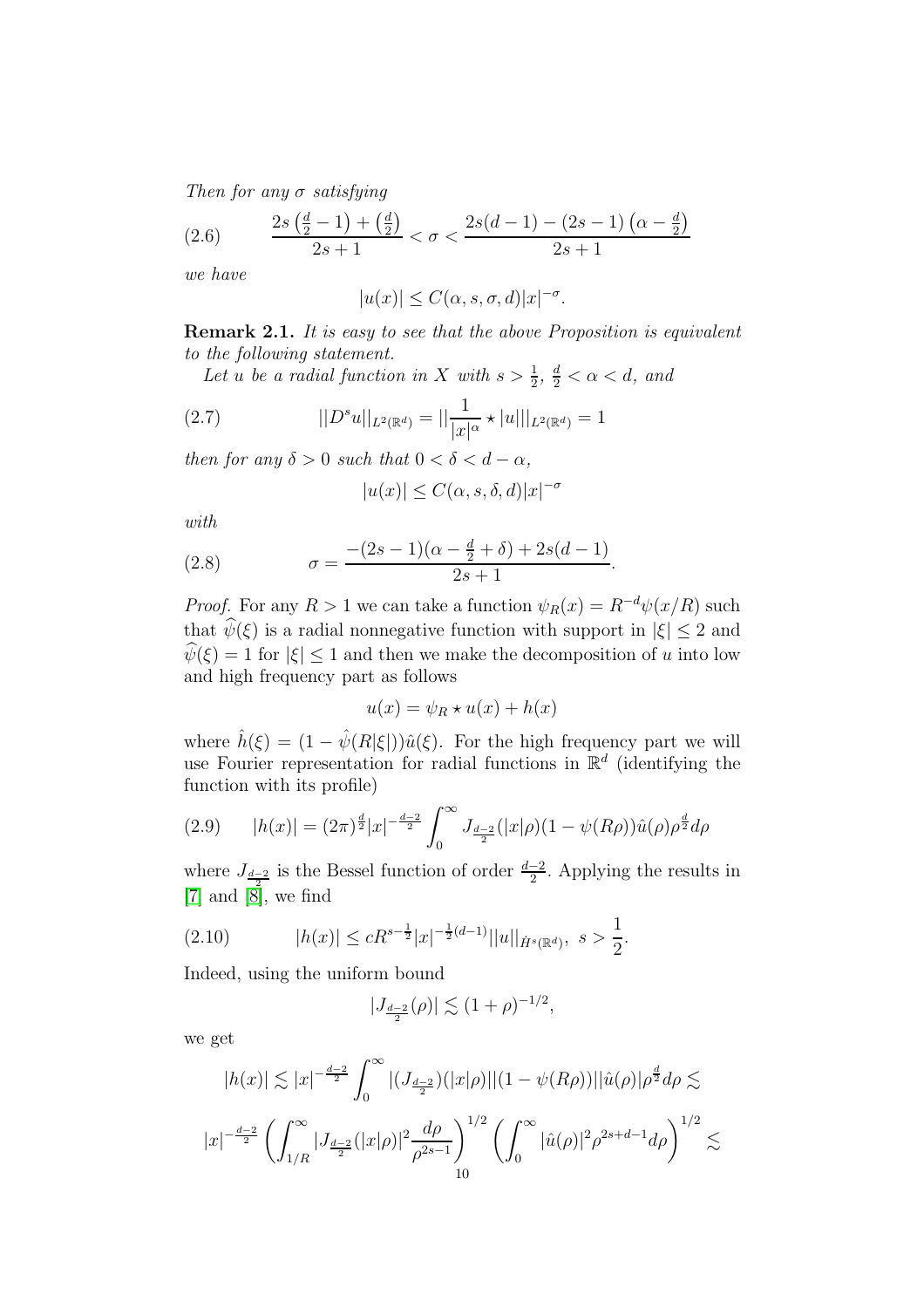*Then for any* $\sigma$ *satisfying*

$$\frac{2s\left(\frac{d}{2}-1\right)+\left(\frac{d}{2}\right)}{2s+1}<\sigma<\frac{2s(d-1)-(2s-1)\left(\alpha-\frac{d}{2}\right)}{2s+1} \tag{2.6}$$

*we have*

$$|u(x)|\leq C(\alpha,s,\sigma,d)|x|^{-\sigma}.$$

**Remark 2.1.** *It is easy to see that the above Proposition is equivalent to the following statement.*

*Let* $u$ *be a radial function in* $X$ *with* $s>\frac{1}{2}$, $\frac{d}{2}<\alpha<d$, *and*

$$||D^s u||_{L^2(\mathbb{R}^d)}=||\frac{1}{|x|^\alpha}\star|u|||_{L^2(\mathbb{R}^d)}=1 \tag{2.7}$$

*then for any* $\delta>0$ *such that* $0<\delta<d-\alpha$,

$$|u(x)|\leq C(\alpha,s,\delta,d)|x|^{-\sigma}$$

*with*

$$\sigma=\frac{-(2s-1)(\alpha-\frac{d}{2}+\delta)+2s(d-1)}{2s+1}. \tag{2.8}$$

*Proof.* For any $R>1$ we can take a function $\psi_R(x)=R^{-d}\psi(x/R)$ such that $\widehat{\psi}(\xi)$ is a radial nonnegative function with support in $|\xi|\leq 2$ and $\widehat{\psi}(\xi)=1$ for $|\xi|\leq 1$ and then we make the decomposition of $u$ into low and high frequency part as follows

$$u(x)=\psi_R\star u(x)+h(x)$$

where $\hat{h}(\xi)=(1-\hat{\psi}(R|\xi|))\hat{u}(\xi)$. For the high frequency part we will use Fourier representation for radial functions in $\mathbb{R}^d$ (identifying the function with its profile)

$$|h(x)|=(2\pi)^{\frac{d}{2}}|x|^{-\frac{d-2}{2}}\int_0^\infty J_{\frac{d-2}{2}}(|x|\rho)(1-\psi(R\rho))\hat{u}(\rho)\rho^{\frac{d}{2}}d\rho \tag{2.9}$$

where $J_{\frac{d-2}{2}}$ is the Bessel function of order $\frac{d-2}{2}$. Applying the results in [7] and [8], we find

$$|h(x)|\leq cR^{s-\frac{1}{2}}|x|^{-\frac{1}{2}(d-1)}||u||_{\dot{H}^s(\mathbb{R}^d)},\ s>\frac{1}{2}. \tag{2.10}$$

Indeed, using the uniform bound

$$|J_{\frac{d-2}{2}}(\rho)|\lesssim(1+\rho)^{-1/2},$$

we get

$$|h(x)|\lesssim|x|^{-\frac{d-2}{2}}\int_0^\infty|(J_{\frac{d-2}{2}})(|x|\rho)||(1-\psi(R\rho))||\hat{u}(\rho)|\rho^{\frac{d}{2}}d\rho\lesssim$$

$$|x|^{-\frac{d-2}{2}}\left(\int_{1/R}^\infty|J_{\frac{d-2}{2}}(|x|\rho)|^2\frac{d\rho}{\rho^{2s-1}}\right)^{1/2}\left(\int_0^\infty|\hat{u}(\rho)|^2\rho^{2s+d-1}d\rho\right)^{1/2}\lesssim$$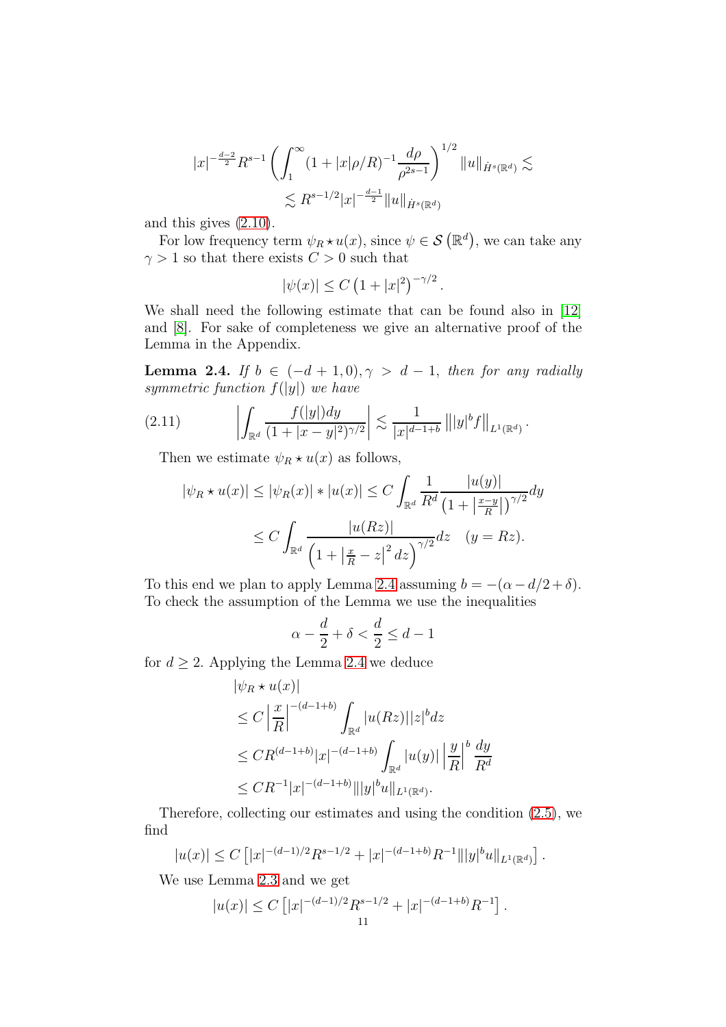$$|x|^{-\frac{d-2}{2}} R^{s-1} \left( \int_1^\infty (1+|x|\rho/R)^{-1} \frac{d\rho}{\rho^{2s-1}} \right)^{1/2} \|u\|_{\dot{H}^s(\mathbb{R}^d)} \lesssim$$
$$\lesssim R^{s-1/2} |x|^{-\frac{d-1}{2}} \|u\|_{\dot{H}^s(\mathbb{R}^d)}$$

and this gives (2.10).

For low frequency term $\psi_R \star u(x)$, since $\psi \in \mathcal{S}\left(\mathbb{R}^d\right)$, we can take any $\gamma > 1$ so that there exists $C > 0$ such that

$$|\psi(x)| \leq C\left(1+|x|^2\right)^{-\gamma/2}.$$

We shall need the following estimate that can be found also in [12] and [8]. For sake of completeness we give an alternative proof of the Lemma in the Appendix.

**Lemma 2.4.** *If $b \in (-d+1, 0), \gamma > d-1$, then for any radially symmetric function $f(|y|)$ we have*

$$\left| \int_{\mathbb{R}^d} \frac{f(|y|)dy}{(1+|x-y|^2)^{\gamma/2}} \right| \lesssim \frac{1}{|x|^{d-1+b}} \left\| |y|^b f \right\|_{L^1(\mathbb{R}^d)}. \tag{2.11}$$

Then we estimate $\psi_R \star u(x)$ as follows,

$$|\psi_R \star u(x)| \leq |\psi_R(x)| * |u(x)| \leq C \int_{\mathbb{R}^d} \frac{1}{R^d} \frac{|u(y)|}{\left(1+\left|\frac{x-y}{R}\right|\right)^{\gamma/2}} dy$$
$$\leq C \int_{\mathbb{R}^d} \frac{|u(Rz)|}{\left(1+\left|\frac{x}{R}-z\right|^2 dz\right)^{\gamma/2}} dz \quad (y = Rz).$$

To this end we plan to apply Lemma 2.4 assuming $b = -(\alpha - d/2 + \delta)$. To check the assumption of the Lemma we use the inequalities

$$\alpha - \frac{d}{2} + \delta < \frac{d}{2} \leq d-1$$

for $d \geq 2$. Applying the Lemma 2.4 we deduce

$$\begin{aligned}
&|\psi_R \star u(x)| \\
&\leq C \left| \frac{x}{R} \right|^{-(d-1+b)} \int_{\mathbb{R}^d} |u(Rz)||z|^b dz \\
&\leq C R^{(d-1+b)} |x|^{-(d-1+b)} \int_{\mathbb{R}^d} |u(y)| \left| \frac{y}{R} \right|^b \frac{dy}{R^d} \\
&\leq C R^{-1} |x|^{-(d-1+b)} \||y|^b u\|_{L^1(\mathbb{R}^d)}.
\end{aligned}$$

Therefore, collecting our estimates and using the condition (2.5), we find

$$|u(x)| \leq C\left[|x|^{-(d-1)/2} R^{s-1/2} + |x|^{-(d-1+b)} R^{-1} \||y|^b u\|_{L^1(\mathbb{R}^d)}\right].$$

We use Lemma 2.3 and we get

$$|u(x)| \leq C\left[|x|^{-(d-1)/2} R^{s-1/2} + |x|^{-(d-1+b)} R^{-1}\right].$$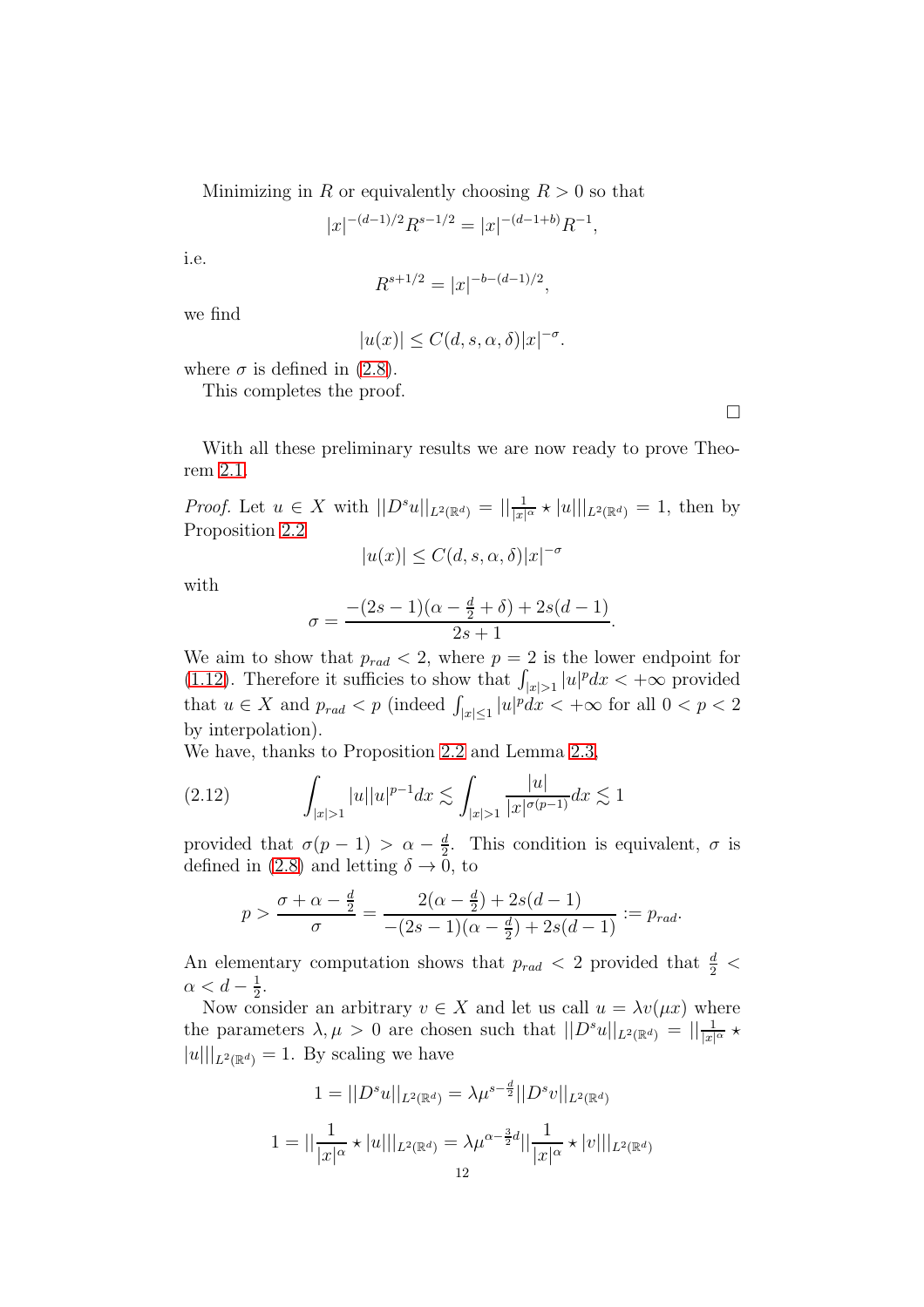Minimizing in $R$ or equivalently choosing $R > 0$ so that

$$|x|^{-(d-1)/2}R^{s-1/2} = |x|^{-(d-1+b)}R^{-1},$$

i.e.

$$R^{s+1/2} = |x|^{-b-(d-1)/2},$$

we find

$$|u(x)| \le C(d, s, \alpha, \delta)|x|^{-\sigma}.$$

where $\sigma$ is defined in (2.8).

This completes the proof.

$\square$

With all these preliminary results we are now ready to prove Theorem 2.1.

*Proof.* Let $u \in X$ with $||D^s u||_{L^2(\mathbb{R}^d)} = ||\frac{1}{|x|^\alpha} \star |u|||_{L^2(\mathbb{R}^d)} = 1$, then by Proposition 2.2

$$|u(x)| \le C(d, s, \alpha, \delta)|x|^{-\sigma}$$

with

$$\sigma = \frac{-(2s-1)(\alpha - \frac{d}{2} + \delta) + 2s(d-1)}{2s+1}.$$

We aim to show that $p_{rad} < 2$, where $p = 2$ is the lower endpoint for (1.12). Therefore it suffices to show that $\int_{|x|>1} |u|^p dx < +\infty$ provided that $u \in X$ and $p_{rad} < p$ (indeed $\int_{|x|\le 1} |u|^p dx < +\infty$ for all $0 < p < 2$ by interpolation).

We have, thanks to Proposition 2.2 and Lemma 2.3,

$$\int_{|x|>1} |u||u|^{p-1} dx \lesssim \int_{|x|>1} \frac{|u|}{|x|^{\sigma(p-1)}} dx \lesssim 1 \tag{2.12}$$

provided that $\sigma(p-1) > \alpha - \frac{d}{2}$. This condition is equivalent, $\sigma$ is defined in (2.8) and letting $\delta \to 0$, to

$$p > \frac{\sigma + \alpha - \frac{d}{2}}{\sigma} = \frac{2(\alpha - \frac{d}{2}) + 2s(d-1)}{-(2s-1)(\alpha - \frac{d}{2}) + 2s(d-1)} := p_{rad}.$$

An elementary computation shows that $p_{rad} < 2$ provided that $\frac{d}{2} < \alpha < d - \frac{1}{2}$.

Now consider an arbitrary $v \in X$ and let us call $u = \lambda v(\mu x)$ where the parameters $\lambda, \mu > 0$ are chosen such that $||D^s u||_{L^2(\mathbb{R}^d)} = ||\frac{1}{|x|^\alpha} \star |u|||_{L^2(\mathbb{R}^d)} = 1$. By scaling we have

$$1 = ||D^s u||_{L^2(\mathbb{R}^d)} = \lambda \mu^{s - \frac{d}{2}} ||D^s v||_{L^2(\mathbb{R}^d)}$$

$$1 = ||\frac{1}{|x|^\alpha} \star |u|||_{L^2(\mathbb{R}^d)} = \lambda \mu^{\alpha - \frac{3}{2}d} ||\frac{1}{|x|^\alpha} \star |v|||_{L^2(\mathbb{R}^d)}$$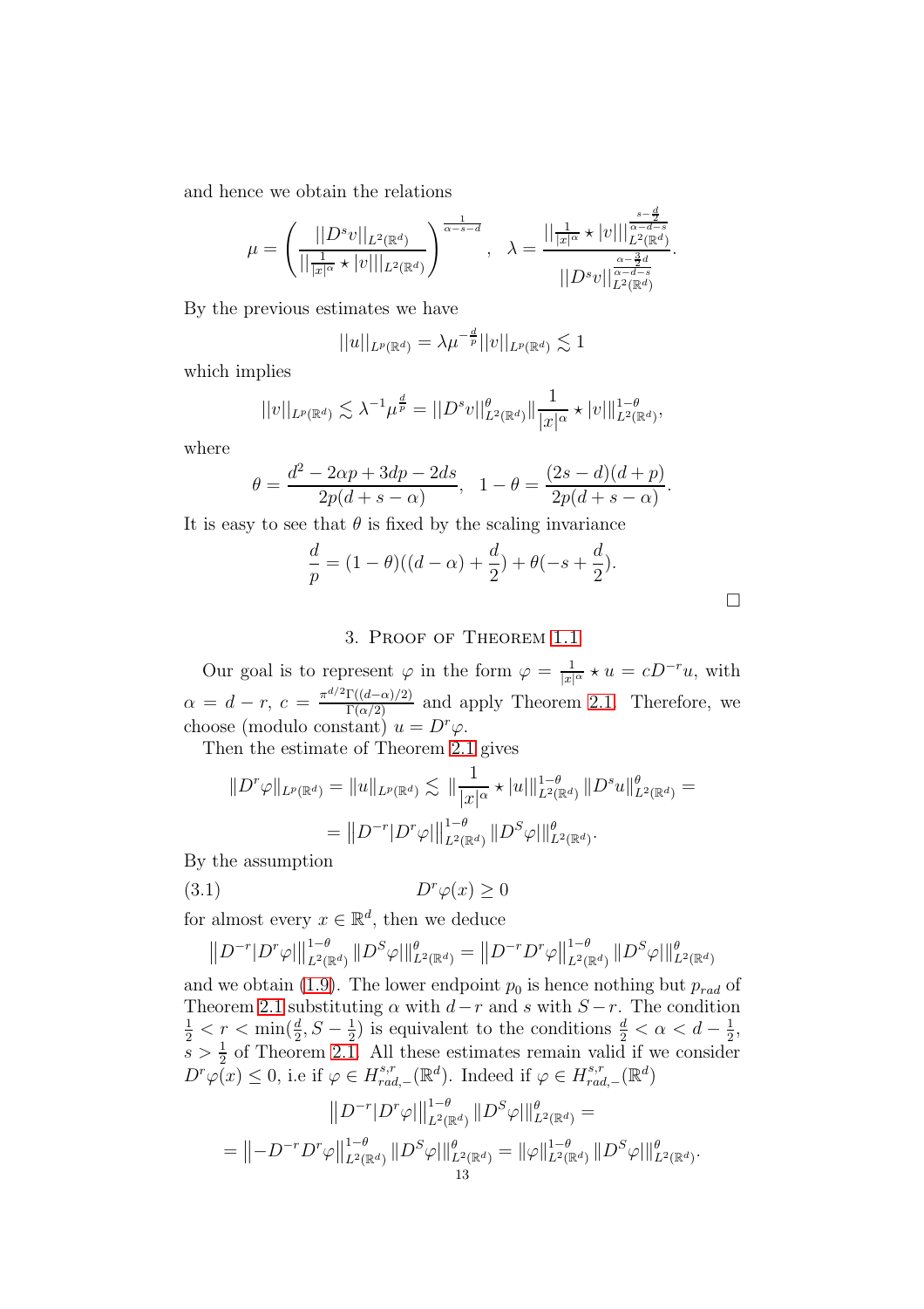and hence we obtain the relations

$$\mu = \left( \frac{||D^s v||_{L^2(\mathbb{R}^d)}}{||\frac{1}{|x|^\alpha} \star |v|||_{L^2(\mathbb{R}^d)}} \right)^{\frac{1}{\alpha - s - d}}, \quad \lambda = \frac{||\frac{1}{|x|^\alpha} \star |v|||_{L^2(\mathbb{R}^d)}^{\frac{s - \frac{d}{2}}{\alpha - d - s}}}{||D^s v||_{L^2(\mathbb{R}^d)}^{\frac{\alpha - \frac{3}{2}d}{\alpha - d - s}}}.$$

By the previous estimates we have

$$||u||_{L^p(\mathbb{R}^d)} = \lambda \mu^{-\frac{d}{p}} ||v||_{L^p(\mathbb{R}^d)} \lesssim 1$$

which implies

$$||v||_{L^p(\mathbb{R}^d)} \lesssim \lambda^{-1} \mu^{\frac{d}{p}} = ||D^s v||_{L^2(\mathbb{R}^d)}^\theta \| \frac{1}{|x|^\alpha} \star |v|\|_{L^2(\mathbb{R}^d)}^{1-\theta},$$

where

$$\theta = \frac{d^2 - 2\alpha p + 3dp - 2ds}{2p(d + s - \alpha)}, \quad 1 - \theta = \frac{(2s - d)(d + p)}{2p(d + s - \alpha)}.$$

It is easy to see that $\theta$ is fixed by the scaling invariance

$$\frac{d}{p} = (1 - \theta)((d - \alpha) + \frac{d}{2}) + \theta(-s + \frac{d}{2}).$$

□

## 3. Proof of Theorem 1.1

Our goal is to represent $\varphi$ in the form $\varphi = \frac{1}{|x|^\alpha} \star u = cD^{-r}u$, with $\alpha = d - r$, $c = \frac{\pi^{d/2}\Gamma((d-\alpha)/2)}{\Gamma(\alpha/2)}$ and apply Theorem 2.1. Therefore, we choose (modulo constant) $u = D^r \varphi$.

Then the estimate of Theorem 2.1 gives

$$\|D^r \varphi\|_{L^p(\mathbb{R}^d)} = \|u\|_{L^p(\mathbb{R}^d)} \lesssim \| \frac{1}{|x|^\alpha} \star |u|\|_{L^2(\mathbb{R}^d)}^{1-\theta} \|D^s u\|_{L^2(\mathbb{R}^d)}^\theta =$$

$$= \left\|D^{-r} |D^r \varphi|\right\|_{L^2(\mathbb{R}^d)}^{1-\theta} \|D^S \varphi|\|_{L^2(\mathbb{R}^d)}^\theta.$$

By the assumption

$$D^r \varphi(x) \geq 0 \tag{3.1}$$

for almost every $x \in \mathbb{R}^d$, then we deduce

$$\left\|D^{-r} |D^r \varphi|\right\|_{L^2(\mathbb{R}^d)}^{1-\theta} \|D^S \varphi|\|_{L^2(\mathbb{R}^d)}^\theta = \left\|D^{-r} D^r \varphi\right\|_{L^2(\mathbb{R}^d)}^{1-\theta} \|D^S \varphi|\|_{L^2(\mathbb{R}^d)}^\theta$$

and we obtain (1.9). The lower endpoint $p_0$ is hence nothing but $p_{rad}$ of Theorem 2.1 substituting $\alpha$ with $d - r$ and $s$ with $S - r$. The condition $\frac{1}{2} < r < \min(\frac{d}{2}, S - \frac{1}{2})$ is equivalent to the conditions $\frac{d}{2} < \alpha < d - \frac{1}{2}$, $s > \frac{1}{2}$ of Theorem 2.1. All these estimates remain valid if we consider $D^r \varphi(x) \leq 0$, i.e if $\varphi \in H^{s,r}_{rad,-}(\mathbb{R}^d)$. Indeed if $\varphi \in H^{s,r}_{rad,-}(\mathbb{R}^d)$

$$\left\|D^{-r} |D^r \varphi|\right\|_{L^2(\mathbb{R}^d)}^{1-\theta} \|D^S \varphi|\|_{L^2(\mathbb{R}^d)}^\theta =$$

$$= \left\|-D^{-r} D^r \varphi\right\|_{L^2(\mathbb{R}^d)}^{1-\theta} \|D^S \varphi|\|_{L^2(\mathbb{R}^d)}^\theta = \|\varphi\|_{L^2(\mathbb{R}^d)}^{1-\theta} \|D^S \varphi|\|_{L^2(\mathbb{R}^d)}^\theta.$$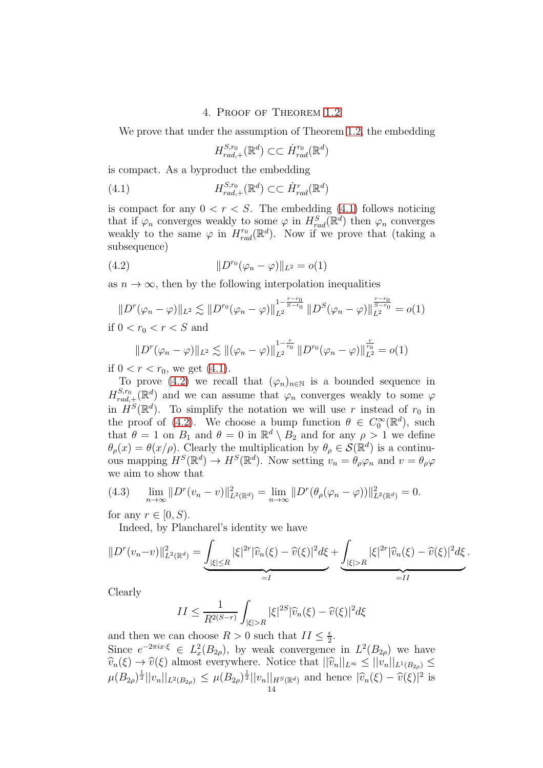## 4. Proof of Theorem 1.2

We prove that under the assumption of Theorem 1.2, the embedding

$$H^{S,r_0}_{rad,+}(\mathbb{R}^d) \subset\subset \dot{H}^{r_0}_{rad}(\mathbb{R}^d)$$

is compact. As a byproduct the embedding

$$H^{S,r_0}_{rad,+}(\mathbb{R}^d) \subset\subset \dot{H}^{r}_{rad}(\mathbb{R}^d) \tag{4.1}$$

is compact for any $0 < r < S$. The embedding (4.1) follows noticing that if $\varphi_n$ converges weakly to some $\varphi$ in $H^S_{rad}(\mathbb{R}^d)$ then $\varphi_n$ converges weakly to the same $\varphi$ in $H^{r_0}_{rad}(\mathbb{R}^d)$. Now if we prove that (taking a subsequence)

$$\|D^{r_0}(\varphi_n - \varphi)\|_{L^2} = o(1) \tag{4.2}$$

as $n \to \infty$, then by the following interpolation inequalities

$$\|D^{r}(\varphi_n - \varphi)\|_{L^2} \lesssim \|D^{r_0}(\varphi_n - \varphi)\|_{L^2}^{1-\frac{r-r_0}{S-r_0}} \|D^{S}(\varphi_n - \varphi)\|_{L^2}^{\frac{r-r_0}{S-r_0}} = o(1)$$

if $0 < r_0 < r < S$ and

$$\|D^{r}(\varphi_n - \varphi)\|_{L^2} \lesssim \|(\varphi_n - \varphi)\|_{L^2}^{1-\frac{r}{r_0}} \|D^{r_0}(\varphi_n - \varphi)\|_{L^2}^{\frac{r}{r_0}} = o(1)$$

if $0 < r < r_0$, we get (4.1).

To prove (4.2) we recall that $(\varphi_n)_{n\in\mathbb{N}}$ is a bounded sequence in $H^{S,r_0}_{rad,+}(\mathbb{R}^d)$ and we can assume that $\varphi_n$ converges weakly to some $\varphi$ in $H^S(\mathbb{R}^d)$. To simplify the notation we will use $r$ instead of $r_0$ in the proof of (4.2). We choose a bump function $\theta \in C_0^\infty(\mathbb{R}^d)$, such that $\theta = 1$ on $B_1$ and $\theta = 0$ in $\mathbb{R}^d \setminus B_2$ and for any $\rho > 1$ we define $\theta_\rho(x) = \theta(x/\rho)$. Clearly the multiplication by $\theta_\rho \in \mathcal{S}(\mathbb{R}^d)$ is a continuous mapping $H^S(\mathbb{R}^d) \to H^S(\mathbb{R}^d)$. Now setting $v_n = \theta_\rho \varphi_n$ and $v = \theta_\rho \varphi$ we aim to show that

$$\lim_{n\to\infty} \|D^r(v_n - v)\|^2_{L^2(\mathbb{R}^d)} = \lim_{n\to\infty} \|D^r(\theta_\rho(\varphi_n - \varphi))\|^2_{L^2(\mathbb{R}^d)} = 0. \tag{4.3}$$

for any $r \in [0, S)$.

Indeed, by Plancharel's identity we have

$$\|D^r(v_n - v)\|^2_{L^2(\mathbb{R}^d)} = \underbrace{\int_{|\xi|\le R} |\xi|^{2r} |\widehat{v}_n(\xi) - \widehat{v}(\xi)|^2 d\xi}_{=I} + \underbrace{\int_{|\xi|> R} |\xi|^{2r} |\widehat{v}_n(\xi) - \widehat{v}(\xi)|^2 d\xi}_{=II}.$$

Clearly

$$II \le \frac{1}{R^{2(S-r)}} \int_{|\xi|>R} |\xi|^{2S} |\widehat{v}_n(\xi) - \widehat{v}(\xi)|^2 d\xi$$

and then we can choose $R > 0$ such that $II \le \frac{\epsilon}{2}$.
Since $e^{-2\pi i x\cdot\xi} \in L^2_x(B_{2\rho})$, by weak convergence in $L^2(B_{2\rho})$ we have $\widehat{v}_n(\xi) \to \widehat{v}(\xi)$ almost everywhere. Notice that $||\widehat{v}_n||_{L^\infty} \le ||v_n||_{L^1(B_{2\rho})} \le \mu(B_{2\rho})^{\frac{1}{2}} ||v_n||_{L^2(B_{2\rho})} \le \mu(B_{2\rho})^{\frac{1}{2}} ||v_n||_{H^S(\mathbb{R}^d)}$ and hence $|\widehat{v}_n(\xi) - \widehat{v}(\xi)|^2$ is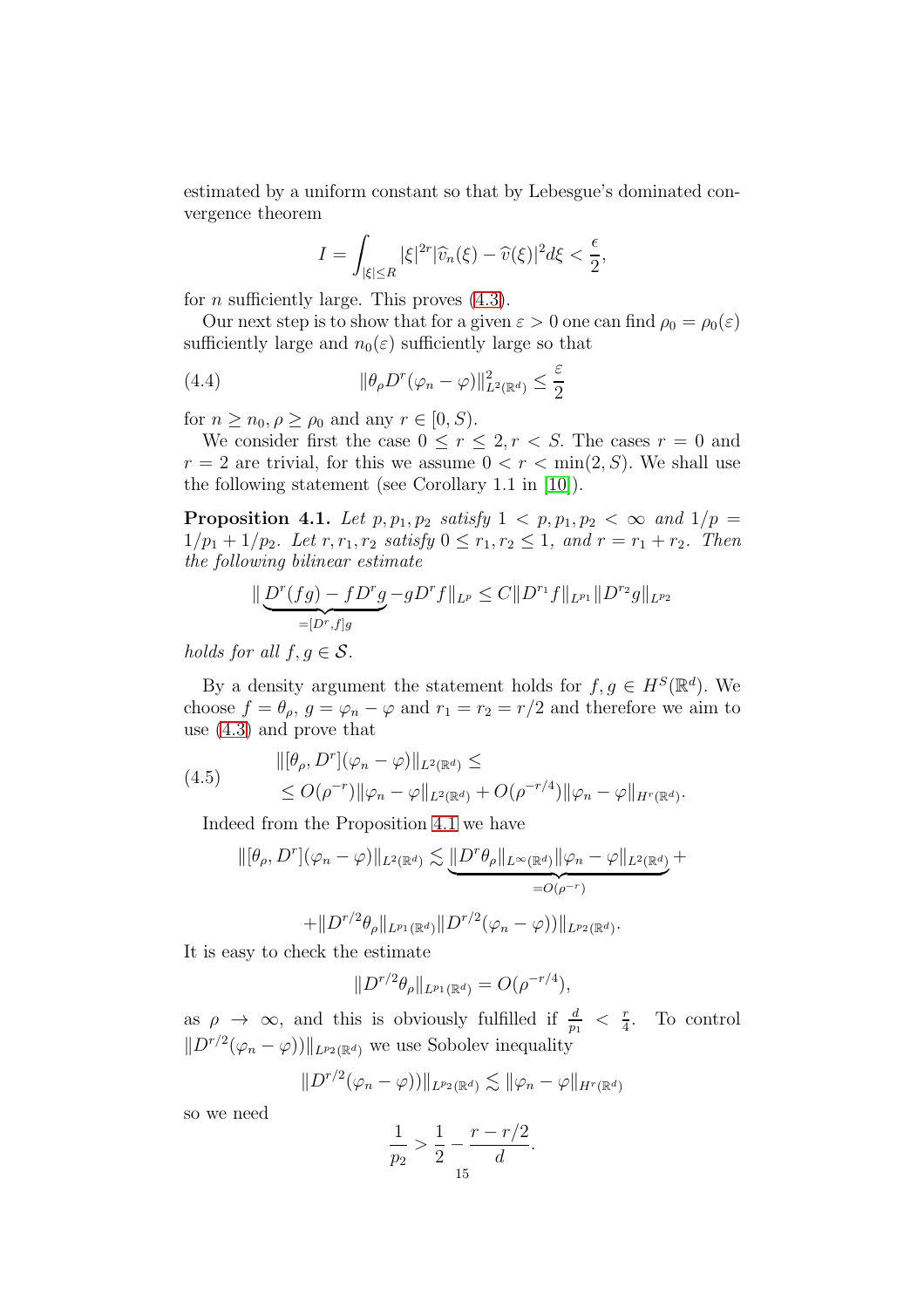estimated by a uniform constant so that by Lebesgue's dominated convergence theorem

$$I = \int_{|\xi| \leq R} |\xi|^{2r} |\widehat{v}_n(\xi) - \widehat{v}(\xi)|^2 d\xi < \frac{\epsilon}{2},$$

for $n$ sufficiently large. This proves (4.3).

Our next step is to show that for a given $\varepsilon > 0$ one can find $\rho_0 = \rho_0(\varepsilon)$ sufficiently large and $n_0(\varepsilon)$ sufficiently large so that

$$\|\theta_\rho D^r(\varphi_n - \varphi)\|^2_{L^2(\mathbb{R}^d)} \leq \frac{\varepsilon}{2} \tag{4.4}$$

for $n \geq n_0, \rho \geq \rho_0$ and any $r \in [0, S)$.

We consider first the case $0 \leq r \leq 2, r < S$. The cases $r = 0$ and $r = 2$ are trivial, for this we assume $0 < r < \min(2, S)$. We shall use the following statement (see Corollary 1.1 in [10]).

**Proposition 4.1.** *Let $p, p_1, p_2$ satisfy $1 < p, p_1, p_2 < \infty$ and $1/p = 1/p_1 + 1/p_2$. Let $r, r_1, r_2$ satisfy $0 \leq r_1, r_2 \leq 1$, and $r = r_1 + r_2$. Then the following bilinear estimate*

$$\| \underbrace{D^r(fg) - fD^r g}_{=[D^r, f]g} - gD^r f\|_{L^p} \leq C\|D^{r_1} f\|_{L^{p_1}} \|D^{r_2} g\|_{L^{p_2}}$$

*holds for all $f, g \in \mathcal{S}$.*

By a density argument the statement holds for $f, g \in H^S(\mathbb{R}^d)$. We choose $f = \theta_\rho$, $g = \varphi_n - \varphi$ and $r_1 = r_2 = r/2$ and therefore we aim to use (4.3) and prove that

$$\begin{aligned} &\|[\theta_\rho, D^r](\varphi_n - \varphi)\|_{L^2(\mathbb{R}^d)} \leq \\ &\leq O(\rho^{-r})\|\varphi_n - \varphi\|_{L^2(\mathbb{R}^d)} + O(\rho^{-r/4})\|\varphi_n - \varphi\|_{H^r(\mathbb{R}^d)}. \end{aligned} \tag{4.5}$$

Indeed from the Proposition 4.1 we have

$$\|[\theta_\rho, D^r](\varphi_n - \varphi)\|_{L^2(\mathbb{R}^d)} \lesssim \underbrace{\|D^r\theta_\rho\|_{L^\infty(\mathbb{R}^d)} \|\varphi_n - \varphi\|_{L^2(\mathbb{R}^d)}}_{=O(\rho^{-r})} +$$

$$+\|D^{r/2}\theta_\rho\|_{L^{p_1}(\mathbb{R}^d)} \|D^{r/2}(\varphi_n - \varphi))\|_{L^{p_2}(\mathbb{R}^d)}.$$

It is easy to check the estimate

$$\|D^{r/2}\theta_\rho\|_{L^{p_1}(\mathbb{R}^d)} = O(\rho^{-r/4}),$$

as $\rho \to \infty$, and this is obviously fulfilled if $\frac{d}{p_1} < \frac{r}{4}$. To control $\|D^{r/2}(\varphi_n - \varphi))\|_{L^{p_2}(\mathbb{R}^d)}$ we use Sobolev inequality

$$\|D^{r/2}(\varphi_n - \varphi))\|_{L^{p_2}(\mathbb{R}^d)} \lesssim \|\varphi_n - \varphi\|_{H^r(\mathbb{R}^d)}$$

so we need

$$\frac{1}{p_2} > \frac{1}{2} - \frac{r - r/2}{d}.$$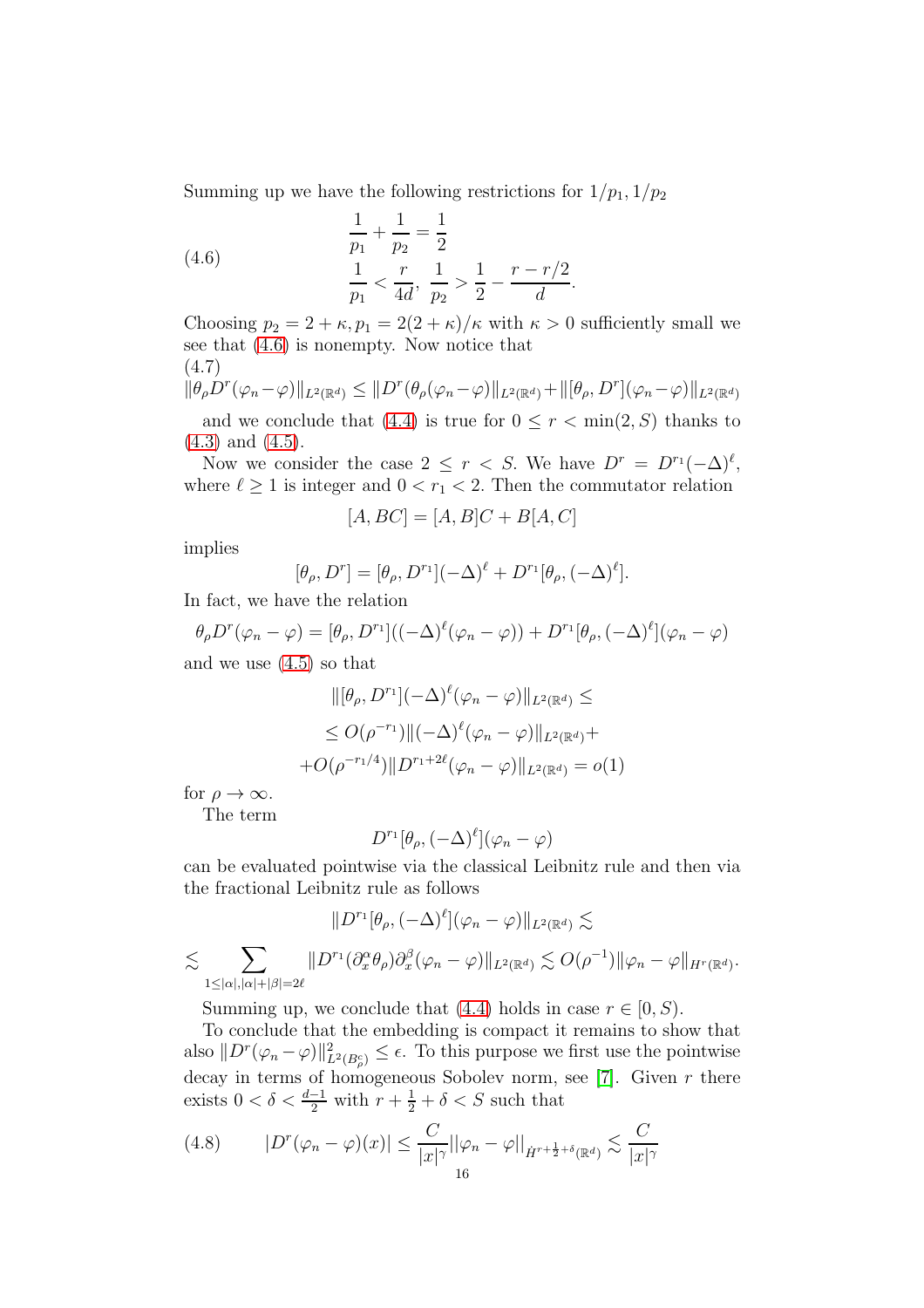Summing up we have the following restrictions for $1/p_1, 1/p_2$

$$
\begin{aligned}
&\frac{1}{p_1} + \frac{1}{p_2} = \frac{1}{2} \\
&\frac{1}{p_1} < \frac{r}{4d},\ \frac{1}{p_2} > \frac{1}{2} - \frac{r - r/2}{d}.
\end{aligned}
\tag{4.6}
$$

Choosing $p_2 = 2 + \kappa, p_1 = 2(2+\kappa)/\kappa$ with $\kappa > 0$ sufficiently small we see that (4.6) is nonempty. Now notice that

$$
\|\theta_\rho D^r(\varphi_n - \varphi)\|_{L^2(\mathbb{R}^d)} \leq \|D^r(\theta_\rho(\varphi_n - \varphi)\|_{L^2(\mathbb{R}^d)} + \|[\theta_\rho, D^r](\varphi_n - \varphi)\|_{L^2(\mathbb{R}^d)}
\tag{4.7}
$$

and we conclude that (4.4) is true for $0 \leq r < \min(2, S)$ thanks to (4.3) and (4.5).

Now we consider the case $2 \leq r < S$. We have $D^r = D^{r_1}(-\Delta)^\ell$, where $\ell \geq 1$ is integer and $0 < r_1 < 2$. Then the commutator relation

$$
[A, BC] = [A, B]C + B[A, C]
$$

implies

$$
[\theta_\rho, D^r] = [\theta_\rho, D^{r_1}](-\Delta)^\ell + D^{r_1}[\theta_\rho, (-\Delta)^\ell].
$$

In fact, we have the relation

$$
\theta_\rho D^r(\varphi_n - \varphi) = [\theta_\rho, D^{r_1}]((-\Delta)^\ell(\varphi_n - \varphi)) + D^{r_1}[\theta_\rho, (-\Delta)^\ell](\varphi_n - \varphi)
$$

and we use (4.5) so that

$$
\begin{aligned}
&\|[\theta_\rho, D^{r_1}](-\Delta)^\ell(\varphi_n - \varphi)\|_{L^2(\mathbb{R}^d)} \leq \\
&\leq O(\rho^{-r_1})\|(-\Delta)^\ell(\varphi_n - \varphi)\|_{L^2(\mathbb{R}^d)} + \\
&+ O(\rho^{-r_1/4})\|D^{r_1+2\ell}(\varphi_n - \varphi)\|_{L^2(\mathbb{R}^d)} = o(1)
\end{aligned}
$$

for $\rho \to \infty$.

The term

$$
D^{r_1}[\theta_\rho, (-\Delta)^\ell](\varphi_n - \varphi)
$$

can be evaluated pointwise via the classical Leibnitz rule and then via the fractional Leibnitz rule as follows

$$
\|D^{r_1}[\theta_\rho, (-\Delta)^\ell](\varphi_n - \varphi)\|_{L^2(\mathbb{R}^d)} \lesssim
$$

$$
\lesssim \sum_{1 \leq |\alpha|, |\alpha|+|\beta| = 2\ell} \|D^{r_1}(\partial_x^\alpha \theta_\rho)\partial_x^\beta(\varphi_n - \varphi)\|_{L^2(\mathbb{R}^d)} \lesssim O(\rho^{-1})\|\varphi_n - \varphi\|_{H^r(\mathbb{R}^d)}.
$$

Summing up, we conclude that (4.4) holds in case $r \in [0, S)$.

To conclude that the embedding is compact it remains to show that also $\|D^r(\varphi_n - \varphi)\|^2_{L^2(B^c_\rho)} \leq \epsilon$. To this purpose we first use the pointwise decay in terms of homogeneous Sobolev norm, see [7]. Given $r$ there exists $0 < \delta < \frac{d-1}{2}$ with $r + \frac{1}{2} + \delta < S$ such that

$$
|D^r(\varphi_n - \varphi)(x)| \leq \frac{C}{|x|^\gamma}||\varphi_n - \varphi||_{\dot{H}^{r+\frac{1}{2}+\delta}(\mathbb{R}^d)} \lesssim \frac{C}{|x|^\gamma}
\tag{4.8}
$$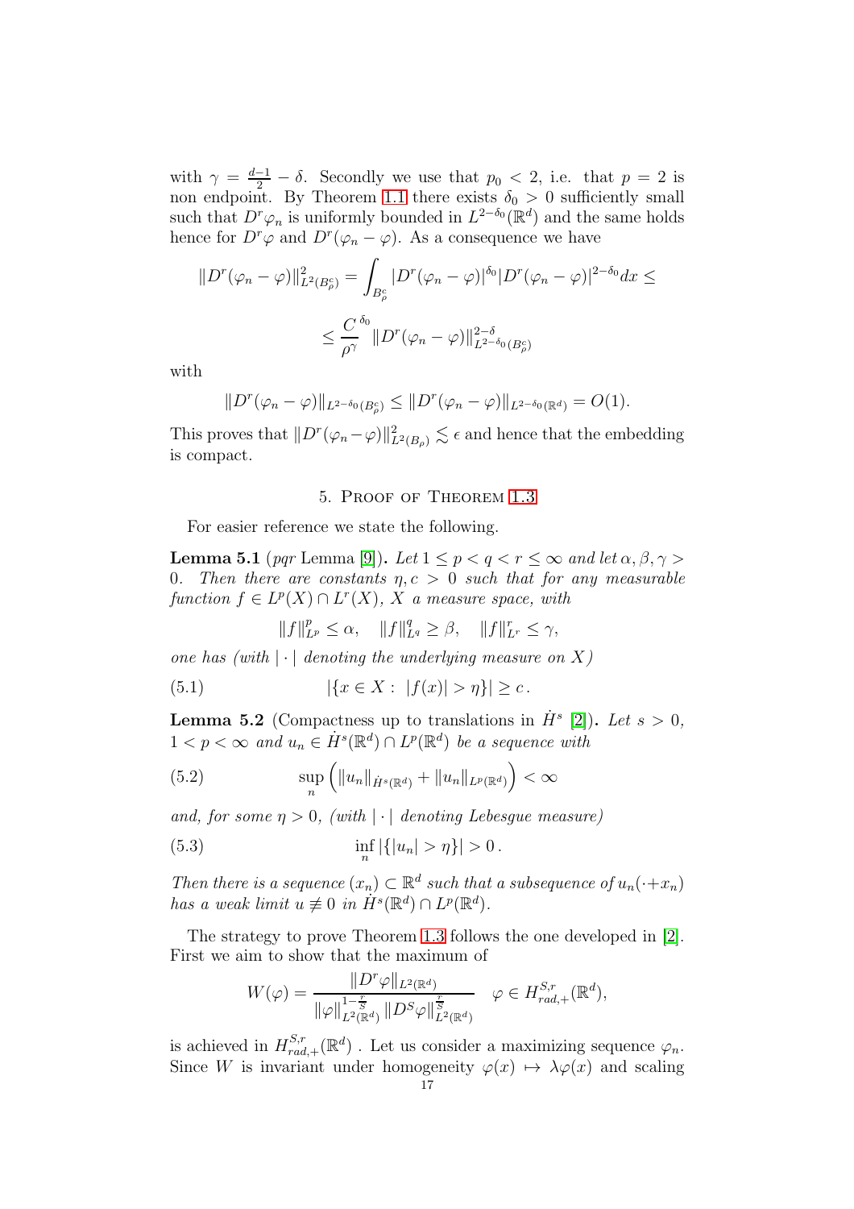with $\gamma = \frac{d-1}{2} - \delta$. Secondly we use that $p_0 < 2$, i.e. that $p = 2$ is non endpoint. By Theorem 1.1 there exists $\delta_0 > 0$ sufficiently small such that $D^r\varphi_n$ is uniformly bounded in $L^{2-\delta_0}(\mathbb{R}^d)$ and the same holds hence for $D^r\varphi$ and $D^r(\varphi_n - \varphi)$. As a consequence we have

$$\|D^r(\varphi_n - \varphi)\|^2_{L^2(B^c_\rho)} = \int_{B^c_\rho} |D^r(\varphi_n - \varphi)|^{\delta_0} |D^r(\varphi_n - \varphi)|^{2-\delta_0} dx \leq$$

$$\leq \frac{C}{\rho^\gamma}^{\delta_0} \|D^r(\varphi_n - \varphi)\|^{2-\delta}_{L^{2-\delta_0}(B^c_\rho)}$$

with

$$\|D^r(\varphi_n - \varphi)\|_{L^{2-\delta_0}(B^c_\rho)} \leq \|D^r(\varphi_n - \varphi)\|_{L^{2-\delta_0}(\mathbb{R}^d)} = O(1).$$

This proves that $\|D^r(\varphi_n - \varphi)\|^2_{L^2(B_\rho)} \lesssim \epsilon$ and hence that the embedding is compact.

## 5. Proof of Theorem 1.3

For easier reference we state the following.

**Lemma 5.1** (*pqr* Lemma [9]). *Let $1 \leq p < q < r \leq \infty$ and let $\alpha, \beta, \gamma > 0$. Then there are constants $\eta, c > 0$ such that for any measurable function $f \in L^p(X) \cap L^r(X)$, $X$ a measure space, with*

$$\|f\|^p_{L^p} \leq \alpha, \quad \|f\|^q_{L^q} \geq \beta, \quad \|f\|^r_{L^r} \leq \gamma,$$

*one has (with $|\cdot|$ denoting the underlying measure on $X$)*

$$|\{x \in X : \ |f(x)| > \eta\}| \geq c\,. \tag{5.1}$$

**Lemma 5.2** (Compactness up to translations in $\dot{H}^s$ [2]). *Let $s > 0$, $1 < p < \infty$ and $u_n \in \dot{H}^s(\mathbb{R}^d) \cap L^p(\mathbb{R}^d)$ be a sequence with*

$$\sup_n \left( \|u_n\|_{\dot{H}^s(\mathbb{R}^d)} + \|u_n\|_{L^p(\mathbb{R}^d)} \right) < \infty \tag{5.2}$$

*and, for some $\eta > 0$, (with $|\cdot|$ denoting Lebesgue measure)*

$$\inf_n |\{|u_n| > \eta\}| > 0\,. \tag{5.3}$$

*Then there is a sequence $(x_n) \subset \mathbb{R}^d$ such that a subsequence of $u_n(\cdot + x_n)$ has a weak limit $u \not\equiv 0$ in $\dot{H}^s(\mathbb{R}^d) \cap L^p(\mathbb{R}^d)$.*

The strategy to prove Theorem 1.3 follows the one developed in [2]. First we aim to show that the maximum of

$$W(\varphi) = \frac{\|D^r\varphi\|_{L^2(\mathbb{R}^d)}}{\|\varphi\|^{1-\frac{r}{S}}_{L^2(\mathbb{R}^d)} \|D^S\varphi\|^{\frac{r}{S}}_{L^2(\mathbb{R}^d)}} \quad \varphi \in H^{S,r}_{rad,+}(\mathbb{R}^d),$$

is achieved in $H^{S,r}_{rad,+}(\mathbb{R}^d)$ . Let us consider a maximizing sequence $\varphi_n$. Since $W$ is invariant under homogeneity $\varphi(x) \mapsto \lambda\varphi(x)$ and scaling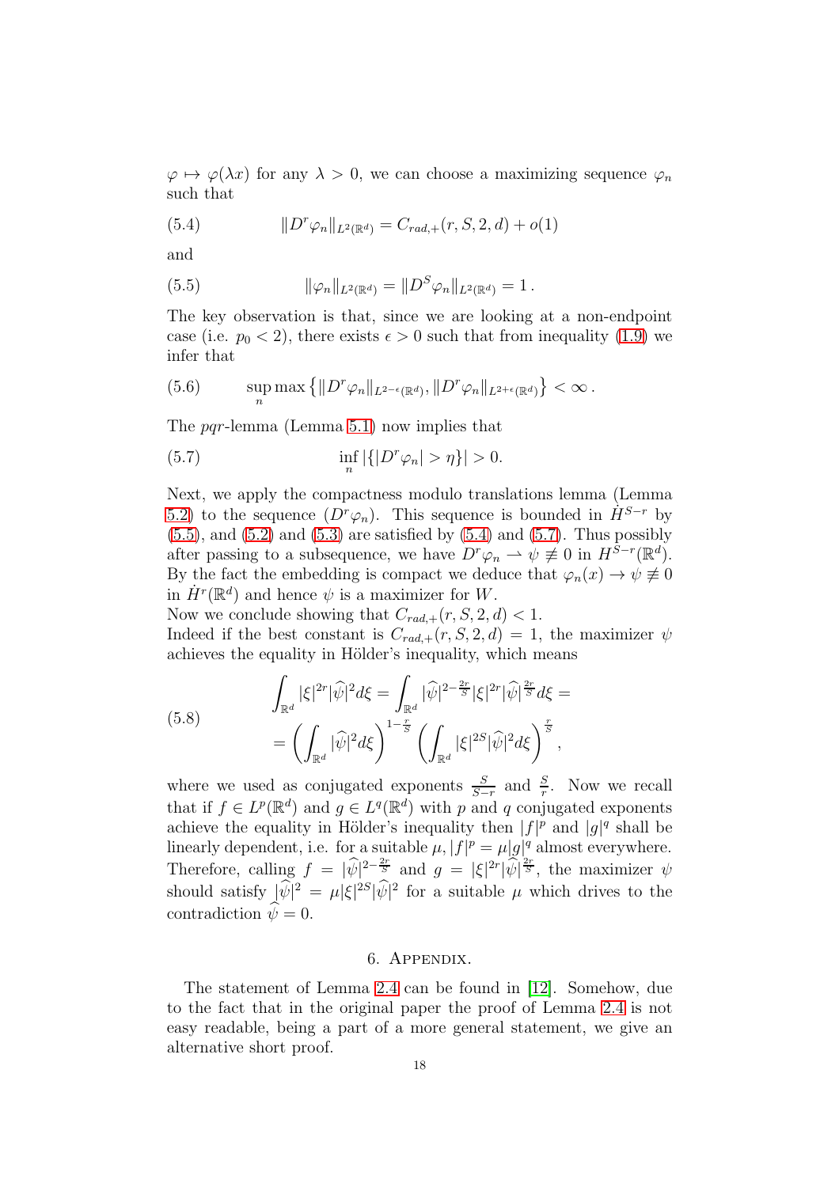$\varphi \mapsto \varphi(\lambda x)$ for any $\lambda > 0$, we can choose a maximizing sequence $\varphi_n$ such that

$$\|D^r \varphi_n\|_{L^2(\mathbb{R}^d)} = C_{rad,+}(r, S, 2, d) + o(1) \tag{5.4}$$

and

$$\|\varphi_n\|_{L^2(\mathbb{R}^d)} = \|D^S \varphi_n\|_{L^2(\mathbb{R}^d)} = 1\,. \tag{5.5}$$

The key observation is that, since we are looking at a non-endpoint case (i.e. $p_0 < 2$), there exists $\epsilon > 0$ such that from inequality (1.9) we infer that

$$\sup_n \max\left\{\|D^r \varphi_n\|_{L^{2-\epsilon}(\mathbb{R}^d)}, \|D^r \varphi_n\|_{L^{2+\epsilon}(\mathbb{R}^d)}\right\} < \infty\,. \tag{5.6}$$

The *pqr*-lemma (Lemma 5.1) now implies that

$$\inf_n |\{|D^r \varphi_n| > \eta\}| > 0. \tag{5.7}$$

Next, we apply the compactness modulo translations lemma (Lemma 5.2) to the sequence $(D^r \varphi_n)$. This sequence is bounded in $\dot{H}^{S-r}$ by (5.5), and (5.2) and (5.3) are satisfied by (5.4) and (5.7). Thus possibly after passing to a subsequence, we have $D^r \varphi_n \rightharpoonup \psi \not\equiv 0$ in $H^{S-r}(\mathbb{R}^d)$. By the fact the embedding is compact we deduce that $\varphi_n(x) \to \psi \not\equiv 0$ in $\dot{H}^r(\mathbb{R}^d)$ and hence $\psi$ is a maximizer for $W$.

Now we conclude showing that $C_{rad,+}(r, S, 2, d) < 1$.

Indeed if the best constant is $C_{rad,+}(r, S, 2, d) = 1$, the maximizer $\psi$ achieves the equality in Hölder's inequality, which means

$$\begin{aligned} \int_{\mathbb{R}^d} |\xi|^{2r} |\widehat{\psi}|^2 d\xi &= \int_{\mathbb{R}^d} |\widehat{\psi}|^{2-\frac{2r}{S}} |\xi|^{2r} |\widehat{\psi}|^{\frac{2r}{S}} d\xi = \\ &= \left(\int_{\mathbb{R}^d} |\widehat{\psi}|^2 d\xi\right)^{1-\frac{r}{S}} \left(\int_{\mathbb{R}^d} |\xi|^{2S} |\widehat{\psi}|^2 d\xi\right)^{\frac{r}{S}}, \end{aligned} \tag{5.8}$$

where we used as conjugated exponents $\frac{S}{S-r}$ and $\frac{S}{r}$. Now we recall that if $f \in L^p(\mathbb{R}^d)$ and $g \in L^q(\mathbb{R}^d)$ with $p$ and $q$ conjugated exponents achieve the equality in Hölder's inequality then $|f|^p$ and $|g|^q$ shall be linearly dependent, i.e. for a suitable $\mu$, $|f|^p = \mu |g|^q$ almost everywhere. Therefore, calling $f = |\widehat{\psi}|^{2-\frac{2r}{S}}$ and $g = |\xi|^{2r} |\widehat{\psi}|^{\frac{2r}{S}}$, the maximizer $\psi$ should satisfy $|\widehat{\psi}|^2 = \mu |\xi|^{2S} |\widehat{\psi}|^2$ for a suitable $\mu$ which drives to the contradiction $\widehat{\psi} = 0$.

## 6. Appendix.

The statement of Lemma 2.4 can be found in [12]. Somehow, due to the fact that in the original paper the proof of Lemma 2.4 is not easy readable, being a part of a more general statement, we give an alternative short proof.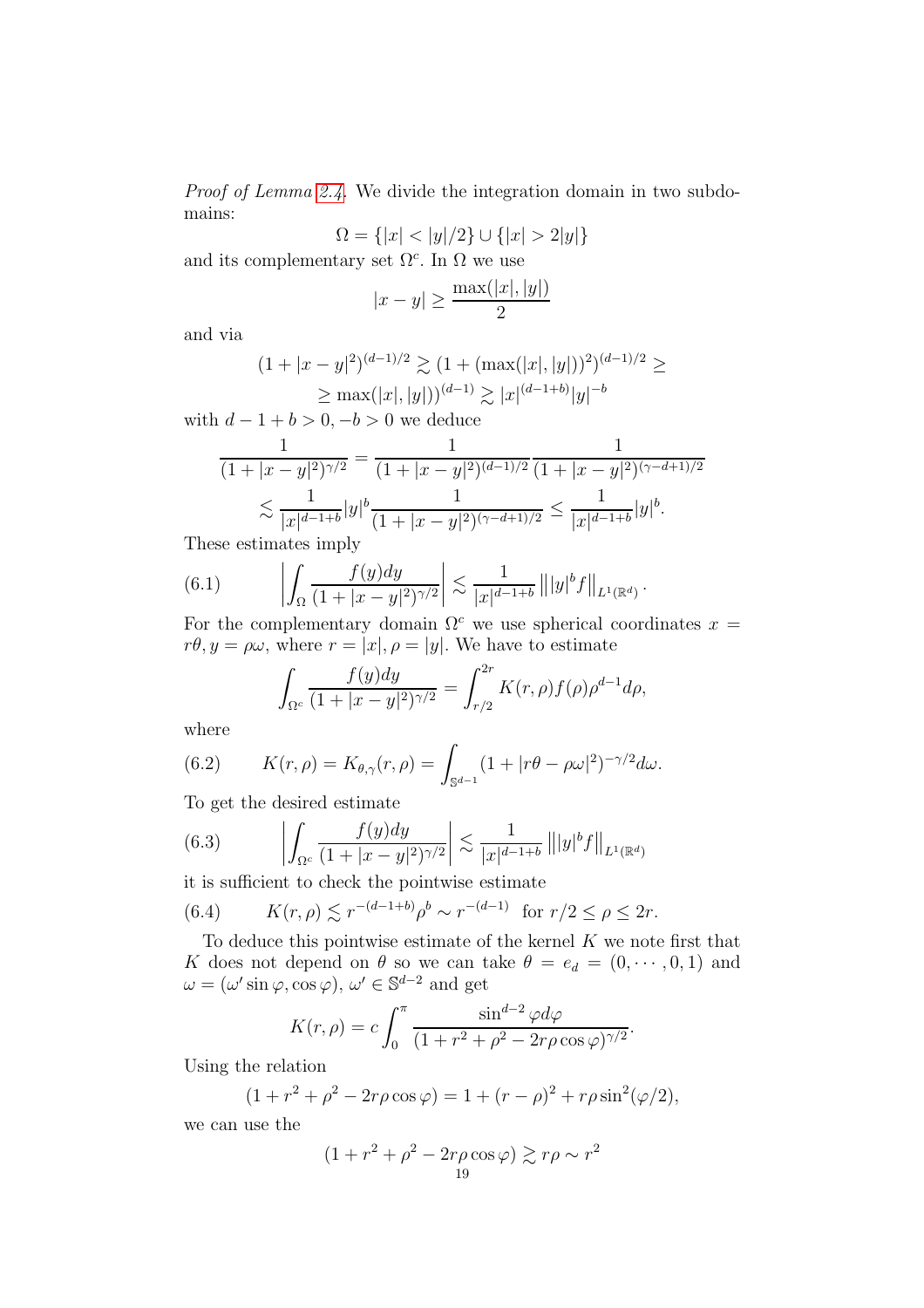*Proof of Lemma 2.4.* We divide the integration domain in two subdomains:

$$\Omega = \{|x| < |y|/2\} \cup \{|x| > 2|y|\}$$

and its complementary set $\Omega^c$. In $\Omega$ we use

$$|x-y| \geq \frac{\max(|x|,|y|)}{2}$$

and via

$$(1+|x-y|^2)^{(d-1)/2} \gtrsim (1+(\max(|x|,|y|))^2)^{(d-1)/2} \geq$$
$$\geq \max(|x|,|y|))^{(d-1)} \gtrsim |x|^{(d-1+b)}|y|^{-b}$$

with $d-1+b>0, -b>0$ we deduce

$$\frac{1}{(1+|x-y|^2)^{\gamma/2}} = \frac{1}{(1+|x-y|^2)^{(d-1)/2}} \frac{1}{(1+|x-y|^2)^{(\gamma-d+1)/2}}$$
$$\lesssim \frac{1}{|x|^{d-1+b}}|y|^b \frac{1}{(1+|x-y|^2)^{(\gamma-d+1)/2}} \leq \frac{1}{|x|^{d-1+b}}|y|^b.$$

These estimates imply

$$\left| \int_\Omega \frac{f(y)dy}{(1+|x-y|^2)^{\gamma/2}} \right| \lesssim \frac{1}{|x|^{d-1+b}} \left\| |y|^b f \right\|_{L^1(\mathbb{R}^d)}. \tag{6.1}$$

For the complementary domain $\Omega^c$ we use spherical coordinates $x = r\theta, y = \rho\omega$, where $r = |x|, \rho = |y|$. We have to estimate

$$\int_{\Omega^c} \frac{f(y)dy}{(1+|x-y|^2)^{\gamma/2}} = \int_{r/2}^{2r} K(r,\rho) f(\rho)\rho^{d-1} d\rho,$$

where

$$K(r,\rho) = K_{\theta,\gamma}(r,\rho) = \int_{\mathbb{S}^{d-1}} (1+|r\theta - \rho\omega|^2)^{-\gamma/2} d\omega. \tag{6.2}$$

To get the desired estimate

$$\left| \int_{\Omega^c} \frac{f(y)dy}{(1+|x-y|^2)^{\gamma/2}} \right| \lesssim \frac{1}{|x|^{d-1+b}} \left\| |y|^b f \right\|_{L^1(\mathbb{R}^d)} \tag{6.3}$$

it is sufficient to check the pointwise estimate

$$K(r,\rho) \lesssim r^{-(d-1+b)}\rho^b \sim r^{-(d-1)} \ \text{ for } r/2 \leq \rho \leq 2r. \tag{6.4}$$

To deduce this pointwise estimate of the kernel $K$ we note first that $K$ does not depend on $\theta$ so we can take $\theta = e_d = (0, \cdots, 0, 1)$ and $\omega = (\omega' \sin\varphi, \cos\varphi)$, $\omega' \in \mathbb{S}^{d-2}$ and get

$$K(r,\rho) = c\int_0^\pi \frac{\sin^{d-2}\varphi d\varphi}{(1+r^2+\rho^2-2r\rho\cos\varphi)^{\gamma/2}}.$$

Using the relation

$$(1+r^2+\rho^2-2r\rho\cos\varphi) = 1+(r-\rho)^2 + r\rho\sin^2(\varphi/2),$$

we can use the

$$(1+r^2+\rho^2-2r\rho\cos\varphi) \gtrsim r\rho \sim r^2$$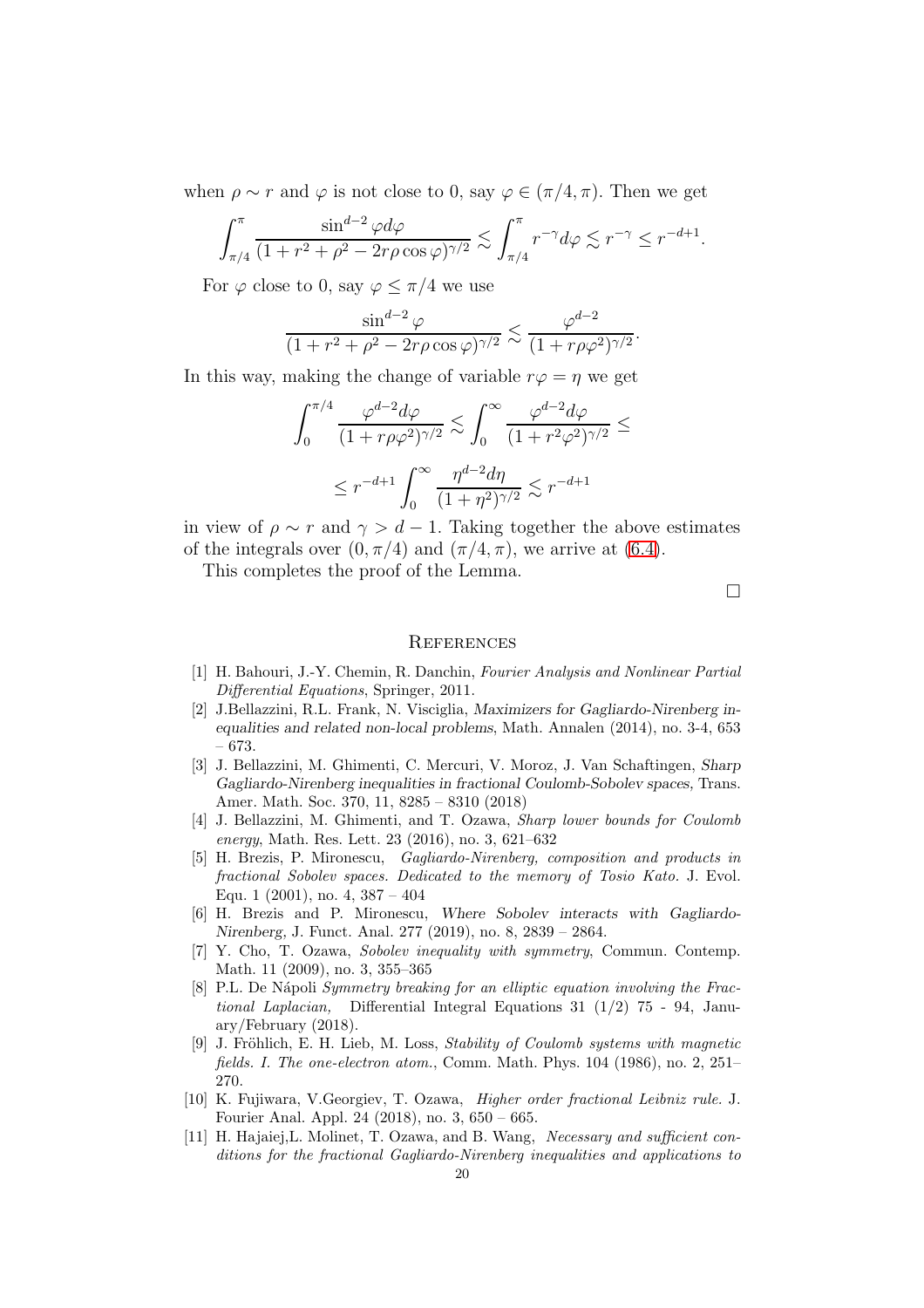when $\rho \sim r$ and $\varphi$ is not close to 0, say $\varphi \in (\pi/4, \pi)$. Then we get

$$\int_{\pi/4}^{\pi} \frac{\sin^{d-2}\varphi d\varphi}{(1+r^2+\rho^2-2r\rho\cos\varphi)^{\gamma/2}} \lesssim \int_{\pi/4}^{\pi} r^{-\gamma} d\varphi \lesssim r^{-\gamma} \leq r^{-d+1}.$$

For $\varphi$ close to 0, say $\varphi \leq \pi/4$ we use

$$\frac{\sin^{d-2}\varphi}{(1+r^2+\rho^2-2r\rho\cos\varphi)^{\gamma/2}} \lesssim \frac{\varphi^{d-2}}{(1+r\rho\varphi^2)^{\gamma/2}}.$$

In this way, making the change of variable $r\varphi = \eta$ we get

$$\int_0^{\pi/4} \frac{\varphi^{d-2}d\varphi}{(1+r\rho\varphi^2)^{\gamma/2}} \lesssim \int_0^{\infty} \frac{\varphi^{d-2}d\varphi}{(1+r^2\varphi^2)^{\gamma/2}} \leq$$

$$\leq r^{-d+1}\int_0^{\infty} \frac{\eta^{d-2}d\eta}{(1+\eta^2)^{\gamma/2}} \lesssim r^{-d+1}$$

in view of $\rho \sim r$ and $\gamma > d-1$. Taking together the above estimates of the integrals over $(0, \pi/4)$ and $(\pi/4, \pi)$, we arrive at (6.4).

This completes the proof of the Lemma.

□

# References

[1] H. Bahouri, J.-Y. Chemin, R. Danchin, *Fourier Analysis and Nonlinear Partial Differential Equations*, Springer, 2011.

[2] J.Bellazzini, R.L. Frank, N. Visciglia, *Maximizers for Gagliardo-Nirenberg inequalities and related non-local problems*, Math. Annalen (2014), no. 3-4, 653 – 673.

[3] J. Bellazzini, M. Ghimenti, C. Mercuri, V. Moroz, J. Van Schaftingen, *Sharp Gagliardo-Nirenberg inequalities in fractional Coulomb-Sobolev spaces*, Trans. Amer. Math. Soc. 370, 11, 8285 – 8310 (2018)

[4] J. Bellazzini, M. Ghimenti, and T. Ozawa, *Sharp lower bounds for Coulomb energy*, Math. Res. Lett. 23 (2016), no. 3, 621–632

[5] H. Brezis, P. Mironescu, *Gagliardo-Nirenberg, composition and products in fractional Sobolev spaces. Dedicated to the memory of Tosio Kato.* J. Evol. Equ. 1 (2001), no. 4, 387 – 404

[6] H. Brezis and P. Mironescu, *Where Sobolev interacts with Gagliardo-Nirenberg,* J. Funct. Anal. 277 (2019), no. 8, 2839 – 2864.

[7] Y. Cho, T. Ozawa, *Sobolev inequality with symmetry*, Commun. Contemp. Math. 11 (2009), no. 3, 355–365

[8] P.L. De Nápoli *Symmetry breaking for an elliptic equation involving the Fractional Laplacian,* Differential Integral Equations 31 (1/2) 75 - 94, January/February (2018).

[9] J. Fröhlich, E. H. Lieb, M. Loss, *Stability of Coulomb systems with magnetic fields. I. The one-electron atom.*, Comm. Math. Phys. 104 (1986), no. 2, 251–270.

[10] K. Fujiwara, V.Georgiev, T. Ozawa, *Higher order fractional Leibniz rule.* J. Fourier Anal. Appl. 24 (2018), no. 3, 650 – 665.

[11] H. Hajaiej,L. Molinet, T. Ozawa, and B. Wang, *Necessary and sufficient conditions for the fractional Gagliardo-Nirenberg inequalities and applications to*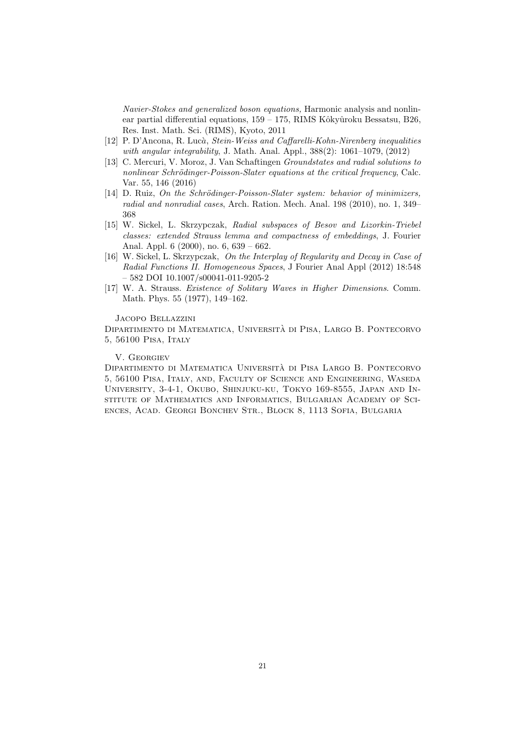*Navier-Stokes and generalized boson equations,* Harmonic analysis and nonlinear partial differential equations, 159 – 175, RIMS Kôkyûroku Bessatsu, B26, Res. Inst. Math. Sci. (RIMS), Kyoto, 2011

[12] P. D'Ancona, R. Lucà, *Stein-Weiss and Caffarelli-Kohn-Nirenberg inequalities with angular integrability*, J. Math. Anal. Appl., 388(2): 1061–1079, (2012)

[13] C. Mercuri, V. Moroz, J. Van Schaftingen *Groundstates and radial solutions to nonlinear Schrödinger-Poisson-Slater equations at the critical frequency*, Calc. Var. 55, 146 (2016)

[14] D. Ruiz, *On the Schrödinger-Poisson-Slater system: behavior of minimizers, radial and nonradial cases*, Arch. Ration. Mech. Anal. 198 (2010), no. 1, 349–368

[15] W. Sickel, L. Skrzypczak, *Radial subspaces of Besov and Lizorkin-Triebel classes: extended Strauss lemma and compactness of embeddings*, J. Fourier Anal. Appl. 6 (2000), no. 6, 639 – 662.

[16] W. Sickel, L. Skrzypczak, *On the Interplay of Regularity and Decay in Case of Radial Functions II. Homogeneous Spaces*, J Fourier Anal Appl (2012) 18:548 – 582 DOI 10.1007/s00041-011-9205-2

[17] W. A. Strauss. *Existence of Solitary Waves in Higher Dimensions*. Comm. Math. Phys. 55 (1977), 149–162.

Jacopo Bellazzini

Dipartimento di Matematica, Università di Pisa, Largo B. Pontecorvo 5, 56100 Pisa, Italy

V. Georgiev

Dipartimento di Matematica Università di Pisa Largo B. Pontecorvo 5, 56100 Pisa, Italy, and, Faculty of Science and Engineering, Waseda University, 3-4-1, Okubo, Shinjuku-ku, Tokyo 169-8555, Japan and Institute of Mathematics and Informatics, Bulgarian Academy of Sciences, Acad. Georgi Bonchev Str., Block 8, 1113 Sofia, Bulgaria